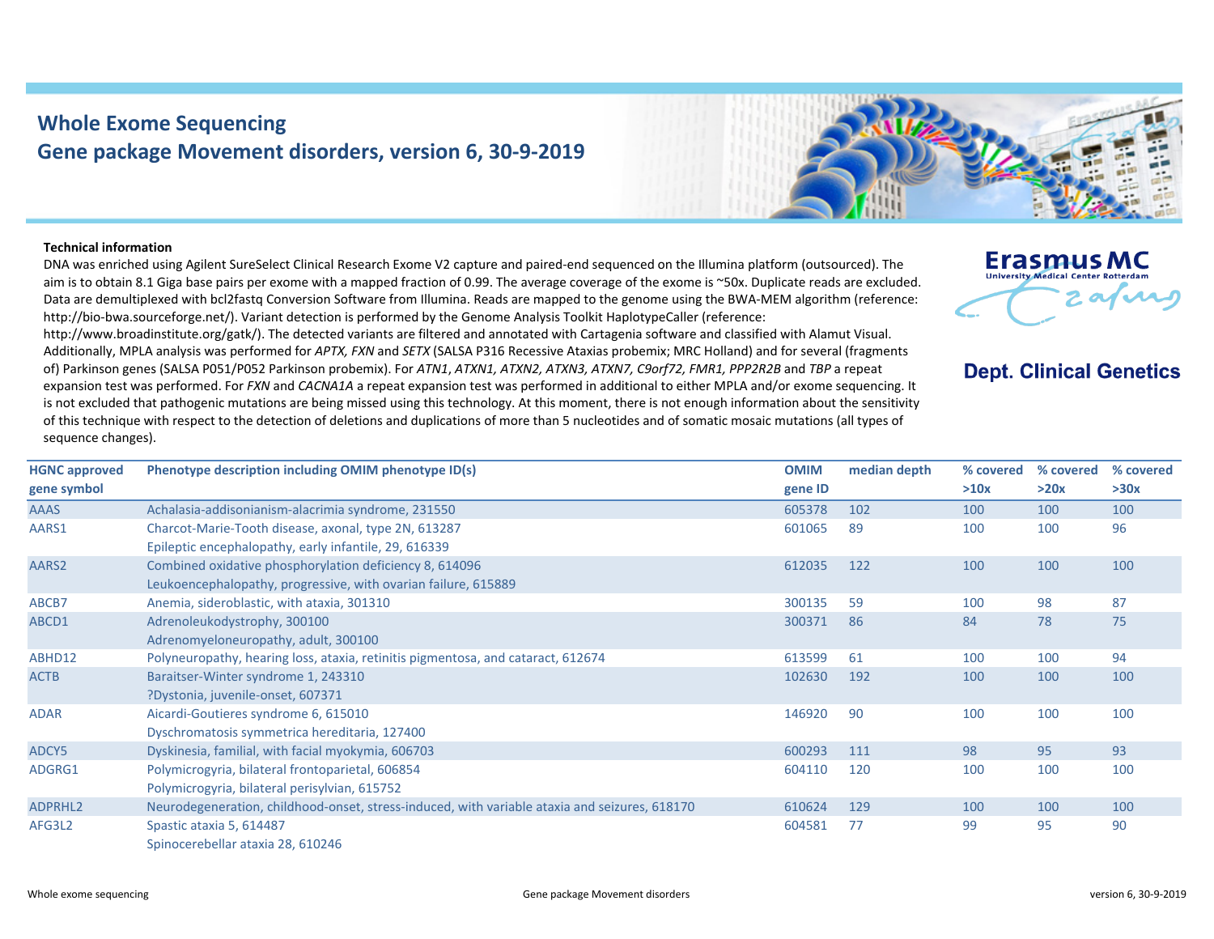# Whole Exome Sequencing
## Gene package Movement disorders, version 6, 30-9-2019

Erasmus MC
University Medical Center Rotterdam

**Dept. Clinical Genetics**

**Technical information**

DNA was enriched using Agilent SureSelect Clinical Research Exome V2 capture and paired-end sequenced on the Illumina platform (outsourced). The aim is to obtain 8.1 Giga base pairs per exome with a mapped fraction of 0.99. The average coverage of the exome is ~50x. Duplicate reads are excluded. Data are demultiplexed with bcl2fastq Conversion Software from Illumina. Reads are mapped to the genome using the BWA-MEM algorithm (reference: http://bio-bwa.sourceforge.net/). Variant detection is performed by the Genome Analysis Toolkit HaplotypeCaller (reference: http://www.broadinstitute.org/gatk/). The detected variants are filtered and annotated with Cartagenia software and classified with Alamut Visual. Additionally, MPLA analysis was performed for *APTX, FXN* and *SETX* (SALSA P316 Recessive Ataxias probemix; MRC Holland) and for several (fragments of) Parkinson genes (SALSA P051/P052 Parkinson probemix). For *ATN1, ATXN1, ATXN2, ATXN3, ATXN7, C9orf72, FMR1, PPP2R2B* and *TBP* a repeat expansion test was performed. For *FXN* and *CACNA1A* a repeat expansion test was performed in additional to either MPLA and/or exome sequencing. It is not excluded that pathogenic mutations are being missed using this technology. At this moment, there is not enough information about the sensitivity of this technique with respect to the detection of deletions and duplications of more than 5 nucleotides and of somatic mosaic mutations (all types of sequence changes).

| HGNC approved gene symbol | Phenotype description including OMIM phenotype ID(s) | OMIM gene ID | median depth | % covered >10x | % covered >20x | % covered >30x |
|---|---|---|---|---|---|---|
| AAAS | Achalasia-addisonianism-alacrimia syndrome, 231550 | 605378 | 102 | 100 | 100 | 100 |
| AARS1 | Charcot-Marie-Tooth disease, axonal, type 2N, 613287<br>Epileptic encephalopathy, early infantile, 29, 616339 | 601065 | 89 | 100 | 100 | 96 |
| AARS2 | Combined oxidative phosphorylation deficiency 8, 614096<br>Leukoencephalopathy, progressive, with ovarian failure, 615889 | 612035 | 122 | 100 | 100 | 100 |
| ABCB7 | Anemia, sideroblastic, with ataxia, 301310 | 300135 | 59 | 100 | 98 | 87 |
| ABCD1 | Adrenoleukodystrophy, 300100<br>Adrenomyeloneuropathy, adult, 300100 | 300371 | 86 | 84 | 78 | 75 |
| ABHD12 | Polyneuropathy, hearing loss, ataxia, retinitis pigmentosa, and cataract, 612674 | 613599 | 61 | 100 | 100 | 94 |
| ACTB | Baraitser-Winter syndrome 1, 243310<br>?Dystonia, juvenile-onset, 607371 | 102630 | 192 | 100 | 100 | 100 |
| ADAR | Aicardi-Goutieres syndrome 6, 615010<br>Dyschromatosis symmetrica hereditaria, 127400 | 146920 | 90 | 100 | 100 | 100 |
| ADCY5 | Dyskinesia, familial, with facial myokymia, 606703 | 600293 | 111 | 98 | 95 | 93 |
| ADGRG1 | Polymicrogyria, bilateral frontoparietal, 606854<br>Polymicrogyria, bilateral perisylvian, 615752 | 604110 | 120 | 100 | 100 | 100 |
| ADPRHL2 | Neurodegeneration, childhood-onset, stress-induced, with variable ataxia and seizures, 618170 | 610624 | 129 | 100 | 100 | 100 |
| AFG3L2 | Spastic ataxia 5, 614487<br>Spinocerebellar ataxia 28, 610246 | 604581 | 77 | 99 | 95 | 90 |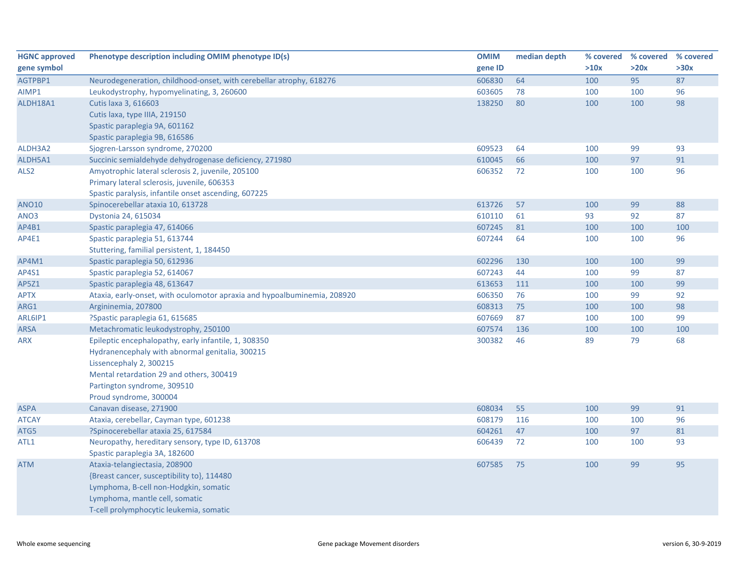| HGNC approved gene symbol | Phenotype description including OMIM phenotype ID(s) | OMIM gene ID | median depth | % covered >10x | % covered >20x | % covered >30x |
|---|---|---|---|---|---|---|
| AGTPBP1 | Neurodegeneration, childhood-onset, with cerebellar atrophy, 618276 | 606830 | 64 | 100 | 95 | 87 |
| AIMP1 | Leukodystrophy, hypomyelinating, 3, 260600 | 603605 | 78 | 100 | 100 | 96 |
| ALDH18A1 | Cutis laxa 3, 616603<br>Cutis laxa, type IIIA, 219150<br>Spastic paraplegia 9A, 601162<br>Spastic paraplegia 9B, 616586 | 138250 | 80 | 100 | 100 | 98 |
| ALDH3A2 | Sjogren-Larsson syndrome, 270200 | 609523 | 64 | 100 | 99 | 93 |
| ALDH5A1 | Succinic semialdehyde dehydrogenase deficiency, 271980 | 610045 | 66 | 100 | 97 | 91 |
| ALS2 | Amyotrophic lateral sclerosis 2, juvenile, 205100<br>Primary lateral sclerosis, juvenile, 606353<br>Spastic paralysis, infantile onset ascending, 607225 | 606352 | 72 | 100 | 100 | 96 |
| ANO10 | Spinocerebellar ataxia 10, 613728 | 613726 | 57 | 100 | 99 | 88 |
| ANO3 | Dystonia 24, 615034 | 610110 | 61 | 93 | 92 | 87 |
| AP4B1 | Spastic paraplegia 47, 614066 | 607245 | 81 | 100 | 100 | 100 |
| AP4E1 | Spastic paraplegia 51, 613744<br>Stuttering, familial persistent, 1, 184450 | 607244 | 64 | 100 | 100 | 96 |
| AP4M1 | Spastic paraplegia 50, 612936 | 602296 | 130 | 100 | 100 | 99 |
| AP4S1 | Spastic paraplegia 52, 614067 | 607243 | 44 | 100 | 99 | 87 |
| AP5Z1 | Spastic paraplegia 48, 613647 | 613653 | 111 | 100 | 100 | 99 |
| APTX | Ataxia, early-onset, with oculomotor apraxia and hypoalbuminemia, 208920 | 606350 | 76 | 100 | 99 | 92 |
| ARG1 | Argininemia, 207800 | 608313 | 75 | 100 | 100 | 98 |
| ARL6IP1 | ?Spastic paraplegia 61, 615685 | 607669 | 87 | 100 | 100 | 99 |
| ARSA | Metachromatic leukodystrophy, 250100 | 607574 | 136 | 100 | 100 | 100 |
| ARX | Epileptic encephalopathy, early infantile, 1, 308350<br>Hydranencephaly with abnormal genitalia, 300215<br>Lissencephaly 2, 300215<br>Mental retardation 29 and others, 300419<br>Partington syndrome, 309510<br>Proud syndrome, 300004 | 300382 | 46 | 89 | 79 | 68 |
| ASPA | Canavan disease, 271900 | 608034 | 55 | 100 | 99 | 91 |
| ATCAY | Ataxia, cerebellar, Cayman type, 601238 | 608179 | 116 | 100 | 100 | 96 |
| ATG5 | ?Spinocerebellar ataxia 25, 617584 | 604261 | 47 | 100 | 97 | 81 |
| ATL1 | Neuropathy, hereditary sensory, type ID, 613708<br>Spastic paraplegia 3A, 182600 | 606439 | 72 | 100 | 100 | 93 |
| ATM | Ataxia-telangiectasia, 208900<br>{Breast cancer, susceptibility to}, 114480<br>Lymphoma, B-cell non-Hodgkin, somatic<br>Lymphoma, mantle cell, somatic<br>T-cell prolymphocytic leukemia, somatic | 607585 | 75 | 100 | 99 | 95 |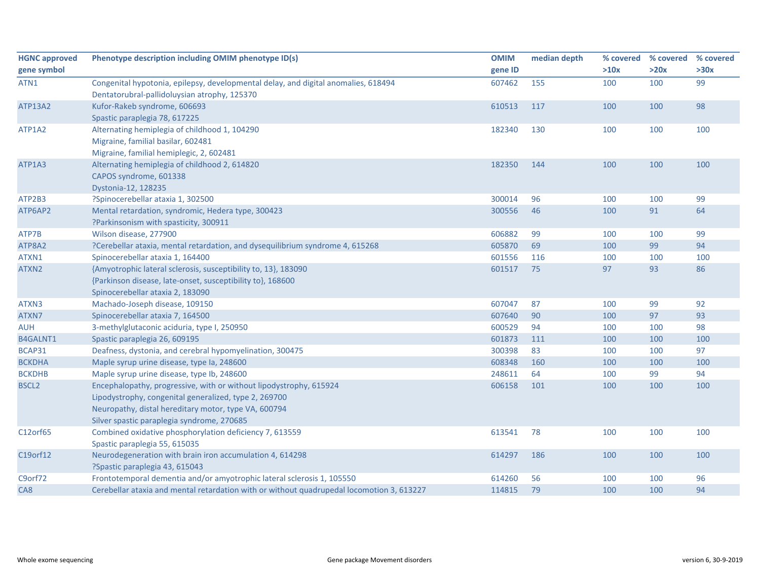| HGNC approved gene symbol | Phenotype description including OMIM phenotype ID(s) | OMIM gene ID | median depth | % covered >10x | % covered >20x | % covered >30x |
|---|---|---|---|---|---|---|
| ATN1 | Congenital hypotonia, epilepsy, developmental delay, and digital anomalies, 618494<br>Dentatorubral-pallidoluysian atrophy, 125370 | 607462 | 155 | 100 | 100 | 99 |
| ATP13A2 | Kufor-Rakeb syndrome, 606693<br>Spastic paraplegia 78, 617225 | 610513 | 117 | 100 | 100 | 98 |
| ATP1A2 | Alternating hemiplegia of childhood 1, 104290<br>Migraine, familial basilar, 602481<br>Migraine, familial hemiplegic, 2, 602481 | 182340 | 130 | 100 | 100 | 100 |
| ATP1A3 | Alternating hemiplegia of childhood 2, 614820<br>CAPOS syndrome, 601338<br>Dystonia-12, 128235 | 182350 | 144 | 100 | 100 | 100 |
| ATP2B3 | ?Spinocerebellar ataxia 1, 302500 | 300014 | 96 | 100 | 100 | 99 |
| ATP6AP2 | Mental retardation, syndromic, Hedera type, 300423<br>?Parkinsonism with spasticity, 300911 | 300556 | 46 | 100 | 91 | 64 |
| ATP7B | Wilson disease, 277900 | 606882 | 99 | 100 | 100 | 99 |
| ATP8A2 | ?Cerebellar ataxia, mental retardation, and dysequilibrium syndrome 4, 615268 | 605870 | 69 | 100 | 99 | 94 |
| ATXN1 | Spinocerebellar ataxia 1, 164400 | 601556 | 116 | 100 | 100 | 100 |
| ATXN2 | {Amyotrophic lateral sclerosis, susceptibility to, 13}, 183090<br>{Parkinson disease, late-onset, susceptibility to}, 168600<br>Spinocerebellar ataxia 2, 183090 | 601517 | 75 | 97 | 93 | 86 |
| ATXN3 | Machado-Joseph disease, 109150 | 607047 | 87 | 100 | 99 | 92 |
| ATXN7 | Spinocerebellar ataxia 7, 164500 | 607640 | 90 | 100 | 97 | 93 |
| AUH | 3-methylglutaconic aciduria, type I, 250950 | 600529 | 94 | 100 | 100 | 98 |
| B4GALNT1 | Spastic paraplegia 26, 609195 | 601873 | 111 | 100 | 100 | 100 |
| BCAP31 | Deafness, dystonia, and cerebral hypomyelination, 300475 | 300398 | 83 | 100 | 100 | 97 |
| BCKDHA | Maple syrup urine disease, type Ia, 248600 | 608348 | 160 | 100 | 100 | 100 |
| BCKDHB | Maple syrup urine disease, type Ib, 248600 | 248611 | 64 | 100 | 99 | 94 |
| BSCL2 | Encephalopathy, progressive, with or without lipodystrophy, 615924<br>Lipodystrophy, congenital generalized, type 2, 269700<br>Neuropathy, distal hereditary motor, type VA, 600794<br>Silver spastic paraplegia syndrome, 270685 | 606158 | 101 | 100 | 100 | 100 |
| C12orf65 | Combined oxidative phosphorylation deficiency 7, 613559<br>Spastic paraplegia 55, 615035 | 613541 | 78 | 100 | 100 | 100 |
| C19orf12 | Neurodegeneration with brain iron accumulation 4, 614298<br>?Spastic paraplegia 43, 615043 | 614297 | 186 | 100 | 100 | 100 |
| C9orf72 | Frontotemporal dementia and/or amyotrophic lateral sclerosis 1, 105550 | 614260 | 56 | 100 | 100 | 96 |
| CA8 | Cerebellar ataxia and mental retardation with or without quadrupedal locomotion 3, 613227 | 114815 | 79 | 100 | 100 | 94 |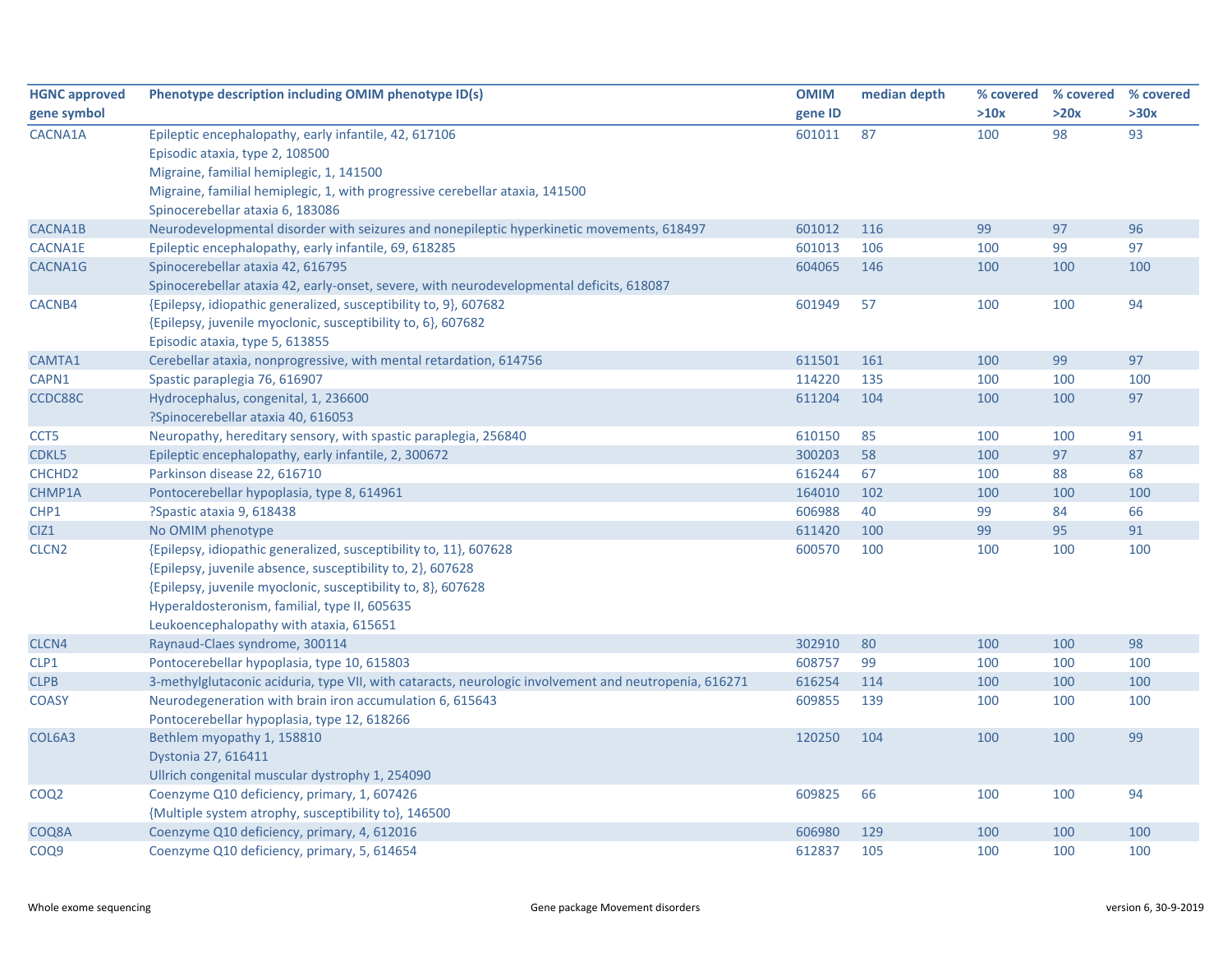| HGNC approved gene symbol | Phenotype description including OMIM phenotype ID(s) | OMIM gene ID | median depth | % covered >10x | % covered >20x | % covered >30x |
|---|---|---|---|---|---|---|
| CACNA1A | Epileptic encephalopathy, early infantile, 42, 617106<br>Episodic ataxia, type 2, 108500<br>Migraine, familial hemiplegic, 1, 141500<br>Migraine, familial hemiplegic, 1, with progressive cerebellar ataxia, 141500<br>Spinocerebellar ataxia 6, 183086 | 601011 | 87 | 100 | 98 | 93 |
| CACNA1B | Neurodevelopmental disorder with seizures and nonepileptic hyperkinetic movements, 618497 | 601012 | 116 | 99 | 97 | 96 |
| CACNA1E | Epileptic encephalopathy, early infantile, 69, 618285 | 601013 | 106 | 100 | 99 | 97 |
| CACNA1G | Spinocerebellar ataxia 42, 616795<br>Spinocerebellar ataxia 42, early-onset, severe, with neurodevelopmental deficits, 618087 | 604065 | 146 | 100 | 100 | 100 |
| CACNB4 | {Epilepsy, idiopathic generalized, susceptibility to, 9}, 607682<br>{Epilepsy, juvenile myoclonic, susceptibility to, 6}, 607682<br>Episodic ataxia, type 5, 613855 | 601949 | 57 | 100 | 100 | 94 |
| CAMTA1 | Cerebellar ataxia, nonprogressive, with mental retardation, 614756 | 611501 | 161 | 100 | 99 | 97 |
| CAPN1 | Spastic paraplegia 76, 616907 | 114220 | 135 | 100 | 100 | 100 |
| CCDC88C | Hydrocephalus, congenital, 1, 236600<br>?Spinocerebellar ataxia 40, 616053 | 611204 | 104 | 100 | 100 | 97 |
| CCT5 | Neuropathy, hereditary sensory, with spastic paraplegia, 256840 | 610150 | 85 | 100 | 100 | 91 |
| CDKL5 | Epileptic encephalopathy, early infantile, 2, 300672 | 300203 | 58 | 100 | 97 | 87 |
| CHCHD2 | Parkinson disease 22, 616710 | 616244 | 67 | 100 | 88 | 68 |
| CHMP1A | Pontocerebellar hypoplasia, type 8, 614961 | 164010 | 102 | 100 | 100 | 100 |
| CHP1 | ?Spastic ataxia 9, 618438 | 606988 | 40 | 99 | 84 | 66 |
| CIZ1 | No OMIM phenotype | 611420 | 100 | 99 | 95 | 91 |
| CLCN2 | {Epilepsy, idiopathic generalized, susceptibility to, 11}, 607628<br>{Epilepsy, juvenile absence, susceptibility to, 2}, 607628<br>{Epilepsy, juvenile myoclonic, susceptibility to, 8}, 607628<br>Hyperaldosteronism, familial, type II, 605635<br>Leukoencephalopathy with ataxia, 615651 | 600570 | 100 | 100 | 100 | 100 |
| CLCN4 | Raynaud-Claes syndrome, 300114 | 302910 | 80 | 100 | 100 | 98 |
| CLP1 | Pontocerebellar hypoplasia, type 10, 615803 | 608757 | 99 | 100 | 100 | 100 |
| CLPB | 3-methylglutaconic aciduria, type VII, with cataracts, neurologic involvement and neutropenia, 616271 | 616254 | 114 | 100 | 100 | 100 |
| COASY | Neurodegeneration with brain iron accumulation 6, 615643<br>Pontocerebellar hypoplasia, type 12, 618266 | 609855 | 139 | 100 | 100 | 100 |
| COL6A3 | Bethlem myopathy 1, 158810<br>Dystonia 27, 616411<br>Ullrich congenital muscular dystrophy 1, 254090 | 120250 | 104 | 100 | 100 | 99 |
| COQ2 | Coenzyme Q10 deficiency, primary, 1, 607426<br>{Multiple system atrophy, susceptibility to}, 146500 | 609825 | 66 | 100 | 100 | 94 |
| COQ8A | Coenzyme Q10 deficiency, primary, 4, 612016 | 606980 | 129 | 100 | 100 | 100 |
| COQ9 | Coenzyme Q10 deficiency, primary, 5, 614654 | 612837 | 105 | 100 | 100 | 100 |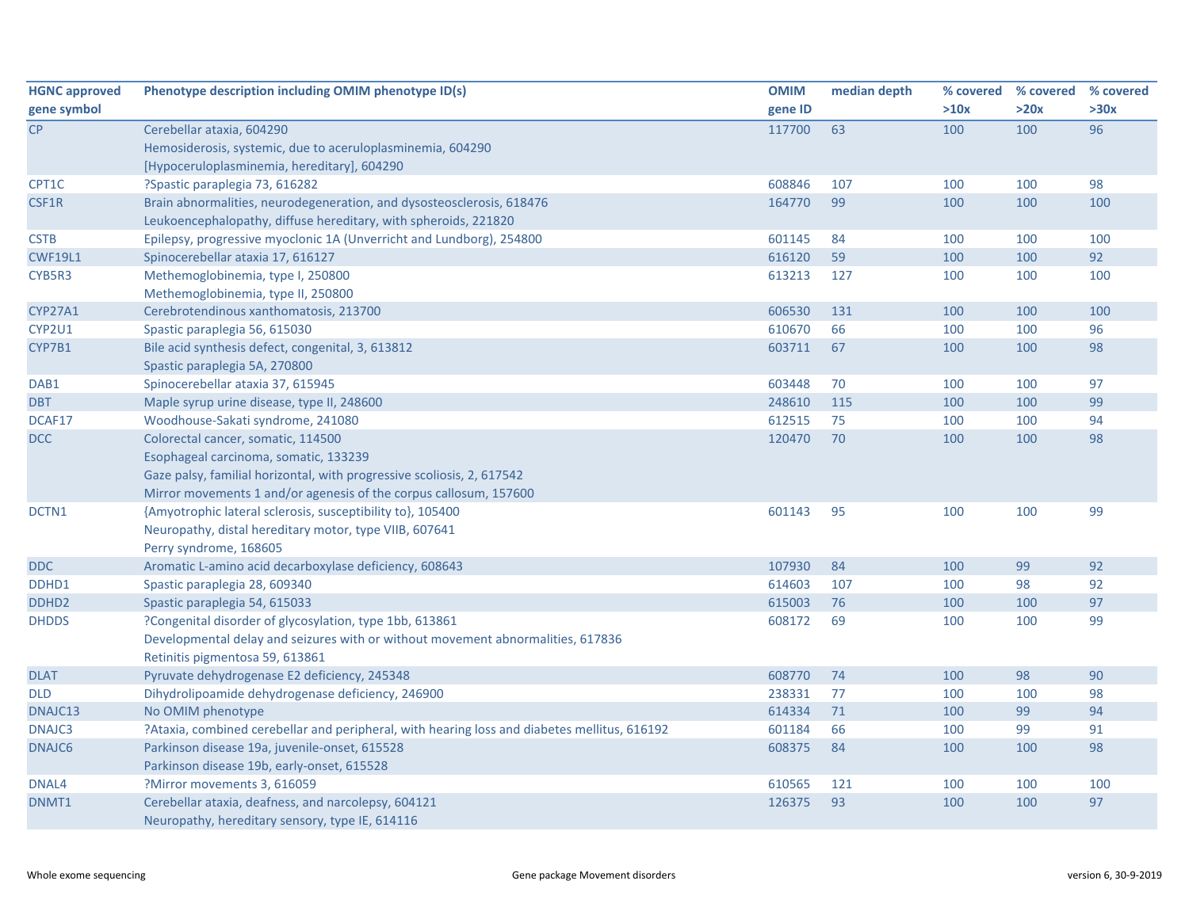| HGNC approved gene symbol | Phenotype description including OMIM phenotype ID(s) | OMIM gene ID | median depth | % covered >10x | % covered >20x | % covered >30x |
|---|---|---|---|---|---|---|
| CP | Cerebellar ataxia, 604290<br>Hemosiderosis, systemic, due to aceruloplasminemia, 604290<br>[Hypoceruloplasminemia, hereditary], 604290 | 117700 | 63 | 100 | 100 | 96 |
| CPT1C | ?Spastic paraplegia 73, 616282 | 608846 | 107 | 100 | 100 | 98 |
| CSF1R | Brain abnormalities, neurodegeneration, and dysosteosclerosis, 618476<br>Leukoencephalopathy, diffuse hereditary, with spheroids, 221820 | 164770 | 99 | 100 | 100 | 100 |
| CSTB | Epilepsy, progressive myoclonic 1A (Unverricht and Lundborg), 254800 | 601145 | 84 | 100 | 100 | 100 |
| CWF19L1 | Spinocerebellar ataxia 17, 616127 | 616120 | 59 | 100 | 100 | 92 |
| CYB5R3 | Methemoglobinemia, type I, 250800<br>Methemoglobinemia, type II, 250800 | 613213 | 127 | 100 | 100 | 100 |
| CYP27A1 | Cerebrotendinous xanthomatosis, 213700 | 606530 | 131 | 100 | 100 | 100 |
| CYP2U1 | Spastic paraplegia 56, 615030 | 610670 | 66 | 100 | 100 | 96 |
| CYP7B1 | Bile acid synthesis defect, congenital, 3, 613812<br>Spastic paraplegia 5A, 270800 | 603711 | 67 | 100 | 100 | 98 |
| DAB1 | Spinocerebellar ataxia 37, 615945 | 603448 | 70 | 100 | 100 | 97 |
| DBT | Maple syrup urine disease, type II, 248600 | 248610 | 115 | 100 | 100 | 99 |
| DCAF17 | Woodhouse-Sakati syndrome, 241080 | 612515 | 75 | 100 | 100 | 94 |
| DCC | Colorectal cancer, somatic, 114500<br>Esophageal carcinoma, somatic, 133239<br>Gaze palsy, familial horizontal, with progressive scoliosis, 2, 617542<br>Mirror movements 1 and/or agenesis of the corpus callosum, 157600 | 120470 | 70 | 100 | 100 | 98 |
| DCTN1 | {Amyotrophic lateral sclerosis, susceptibility to}, 105400<br>Neuropathy, distal hereditary motor, type VIIB, 607641<br>Perry syndrome, 168605 | 601143 | 95 | 100 | 100 | 99 |
| DDC | Aromatic L-amino acid decarboxylase deficiency, 608643 | 107930 | 84 | 100 | 99 | 92 |
| DDHD1 | Spastic paraplegia 28, 609340 | 614603 | 107 | 100 | 98 | 92 |
| DDHD2 | Spastic paraplegia 54, 615033 | 615003 | 76 | 100 | 100 | 97 |
| DHDDS | ?Congenital disorder of glycosylation, type 1bb, 613861<br>Developmental delay and seizures with or without movement abnormalities, 617836<br>Retinitis pigmentosa 59, 613861 | 608172 | 69 | 100 | 100 | 99 |
| DLAT | Pyruvate dehydrogenase E2 deficiency, 245348 | 608770 | 74 | 100 | 98 | 90 |
| DLD | Dihydrolipoamide dehydrogenase deficiency, 246900 | 238331 | 77 | 100 | 100 | 98 |
| DNAJC13 | No OMIM phenotype | 614334 | 71 | 100 | 99 | 94 |
| DNAJC3 | ?Ataxia, combined cerebellar and peripheral, with hearing loss and diabetes mellitus, 616192 | 601184 | 66 | 100 | 99 | 91 |
| DNAJC6 | Parkinson disease 19a, juvenile-onset, 615528<br>Parkinson disease 19b, early-onset, 615528 | 608375 | 84 | 100 | 100 | 98 |
| DNAL4 | ?Mirror movements 3, 616059 | 610565 | 121 | 100 | 100 | 100 |
| DNMT1 | Cerebellar ataxia, deafness, and narcolepsy, 604121<br>Neuropathy, hereditary sensory, type IE, 614116 | 126375 | 93 | 100 | 100 | 97 |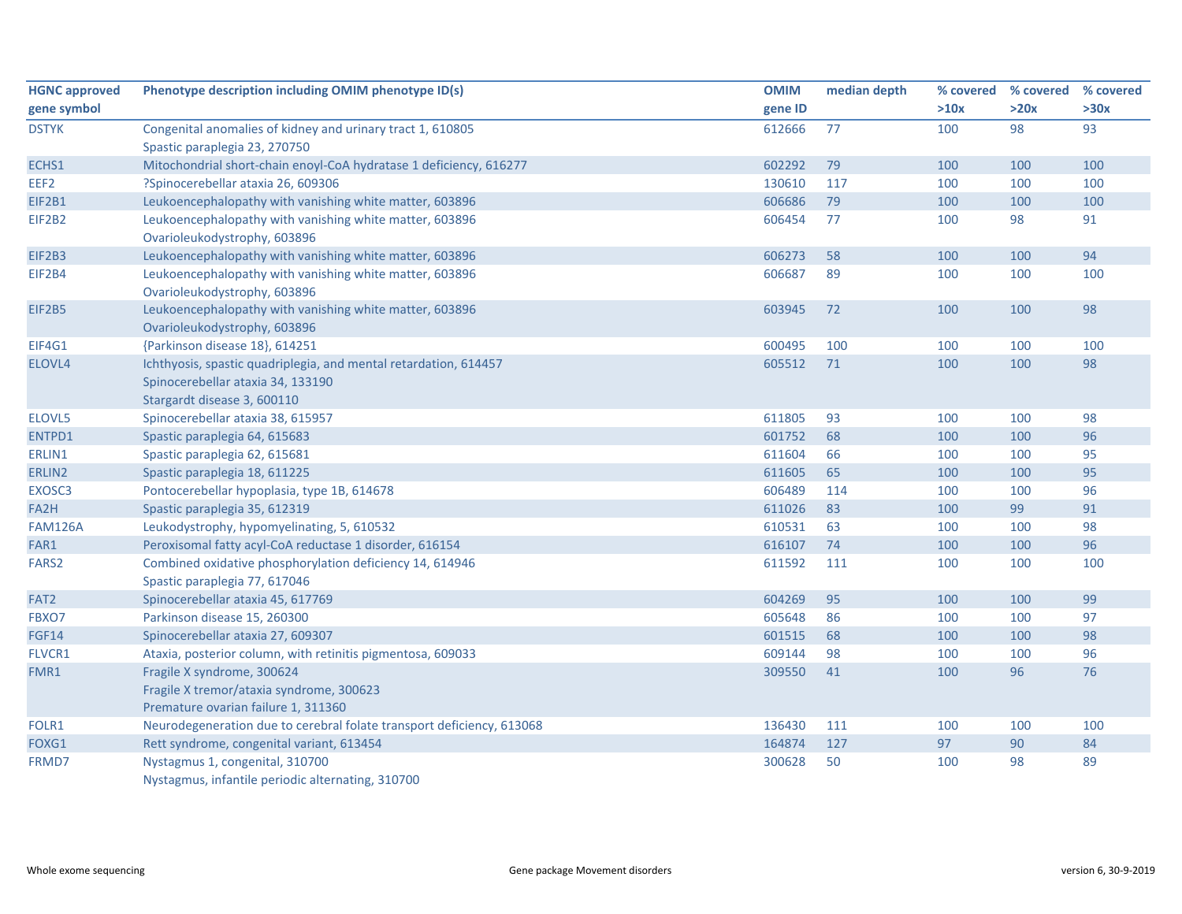| HGNC approved gene symbol | Phenotype description including OMIM phenotype ID(s) | OMIM gene ID | median depth | % covered >10x | % covered >20x | % covered >30x |
|---|---|---|---|---|---|---|
| DSTYK | Congenital anomalies of kidney and urinary tract 1, 610805<br>Spastic paraplegia 23, 270750 | 612666 | 77 | 100 | 98 | 93 |
| ECHS1 | Mitochondrial short-chain enoyl-CoA hydratase 1 deficiency, 616277 | 602292 | 79 | 100 | 100 | 100 |
| EEF2 | ?Spinocerebellar ataxia 26, 609306 | 130610 | 117 | 100 | 100 | 100 |
| EIF2B1 | Leukoencephalopathy with vanishing white matter, 603896 | 606686 | 79 | 100 | 100 | 100 |
| EIF2B2 | Leukoencephalopathy with vanishing white matter, 603896<br>Ovarioleukodystrophy, 603896 | 606454 | 77 | 100 | 98 | 91 |
| EIF2B3 | Leukoencephalopathy with vanishing white matter, 603896 | 606273 | 58 | 100 | 100 | 94 |
| EIF2B4 | Leukoencephalopathy with vanishing white matter, 603896<br>Ovarioleukodystrophy, 603896 | 606687 | 89 | 100 | 100 | 100 |
| EIF2B5 | Leukoencephalopathy with vanishing white matter, 603896<br>Ovarioleukodystrophy, 603896 | 603945 | 72 | 100 | 100 | 98 |
| EIF4G1 | {Parkinson disease 18}, 614251 | 600495 | 100 | 100 | 100 | 100 |
| ELOVL4 | Ichthyosis, spastic quadriplegia, and mental retardation, 614457<br>Spinocerebellar ataxia 34, 133190<br>Stargardt disease 3, 600110 | 605512 | 71 | 100 | 100 | 98 |
| ELOVL5 | Spinocerebellar ataxia 38, 615957 | 611805 | 93 | 100 | 100 | 98 |
| ENTPD1 | Spastic paraplegia 64, 615683 | 601752 | 68 | 100 | 100 | 96 |
| ERLIN1 | Spastic paraplegia 62, 615681 | 611604 | 66 | 100 | 100 | 95 |
| ERLIN2 | Spastic paraplegia 18, 611225 | 611605 | 65 | 100 | 100 | 95 |
| EXOSC3 | Pontocerebellar hypoplasia, type 1B, 614678 | 606489 | 114 | 100 | 100 | 96 |
| FA2H | Spastic paraplegia 35, 612319 | 611026 | 83 | 100 | 99 | 91 |
| FAM126A | Leukodystrophy, hypomyelinating, 5, 610532 | 610531 | 63 | 100 | 100 | 98 |
| FAR1 | Peroxisomal fatty acyl-CoA reductase 1 disorder, 616154 | 616107 | 74 | 100 | 100 | 96 |
| FARS2 | Combined oxidative phosphorylation deficiency 14, 614946<br>Spastic paraplegia 77, 617046 | 611592 | 111 | 100 | 100 | 100 |
| FAT2 | Spinocerebellar ataxia 45, 617769 | 604269 | 95 | 100 | 100 | 99 |
| FBXO7 | Parkinson disease 15, 260300 | 605648 | 86 | 100 | 100 | 97 |
| FGF14 | Spinocerebellar ataxia 27, 609307 | 601515 | 68 | 100 | 100 | 98 |
| FLVCR1 | Ataxia, posterior column, with retinitis pigmentosa, 609033 | 609144 | 98 | 100 | 100 | 96 |
| FMR1 | Fragile X syndrome, 300624<br>Fragile X tremor/ataxia syndrome, 300623<br>Premature ovarian failure 1, 311360 | 309550 | 41 | 100 | 96 | 76 |
| FOLR1 | Neurodegeneration due to cerebral folate transport deficiency, 613068 | 136430 | 111 | 100 | 100 | 100 |
| FOXG1 | Rett syndrome, congenital variant, 613454 | 164874 | 127 | 97 | 90 | 84 |
| FRMD7 | Nystagmus 1, congenital, 310700<br>Nystagmus, infantile periodic alternating, 310700 | 300628 | 50 | 100 | 98 | 89 |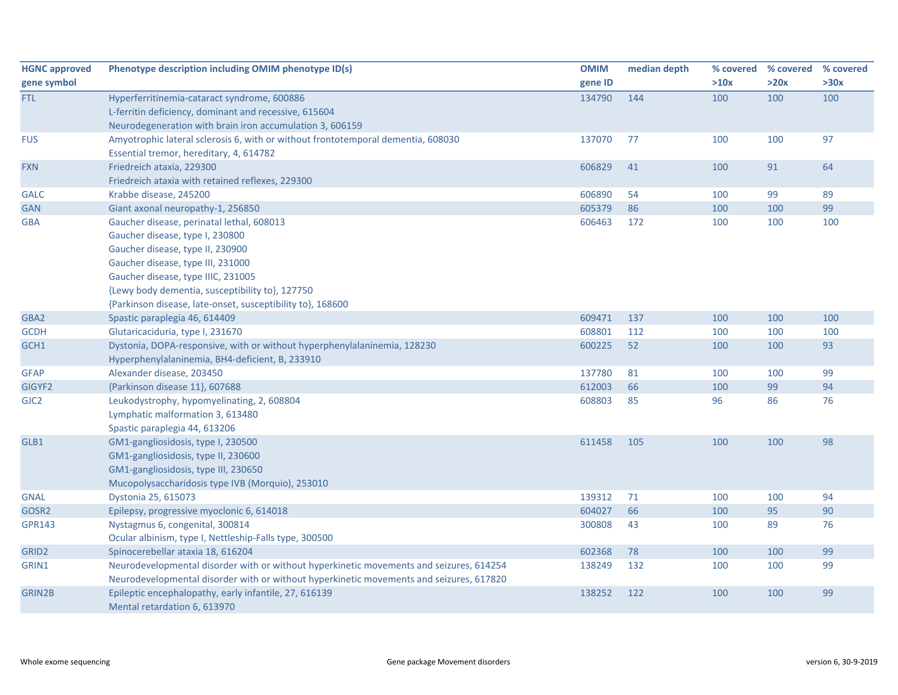| HGNC approved gene symbol | Phenotype description including OMIM phenotype ID(s) | OMIM gene ID | median depth | % covered >10x | % covered >20x | % covered >30x |
|---|---|---|---|---|---|---|
| FTL | Hyperferritinemia-cataract syndrome, 600886<br>L-ferritin deficiency, dominant and recessive, 615604<br>Neurodegeneration with brain iron accumulation 3, 606159 | 134790 | 144 | 100 | 100 | 100 |
| FUS | Amyotrophic lateral sclerosis 6, with or without frontotemporal dementia, 608030<br>Essential tremor, hereditary, 4, 614782 | 137070 | 77 | 100 | 100 | 97 |
| FXN | Friedreich ataxia, 229300<br>Friedreich ataxia with retained reflexes, 229300 | 606829 | 41 | 100 | 91 | 64 |
| GALC | Krabbe disease, 245200 | 606890 | 54 | 100 | 99 | 89 |
| GAN | Giant axonal neuropathy-1, 256850 | 605379 | 86 | 100 | 100 | 99 |
| GBA | Gaucher disease, perinatal lethal, 608013<br>Gaucher disease, type I, 230800<br>Gaucher disease, type II, 230900<br>Gaucher disease, type III, 231000<br>Gaucher disease, type IIIC, 231005<br>{Lewy body dementia, susceptibility to}, 127750<br>{Parkinson disease, late-onset, susceptibility to}, 168600 | 606463 | 172 | 100 | 100 | 100 |
| GBA2 | Spastic paraplegia 46, 614409 | 609471 | 137 | 100 | 100 | 100 |
| GCDH | Glutaricaciduria, type I, 231670 | 608801 | 112 | 100 | 100 | 100 |
| GCH1 | Dystonia, DOPA-responsive, with or without hyperphenylalaninemia, 128230<br>Hyperphenylalaninemia, BH4-deficient, B, 233910 | 600225 | 52 | 100 | 100 | 93 |
| GFAP | Alexander disease, 203450 | 137780 | 81 | 100 | 100 | 99 |
| GIGYF2 | {Parkinson disease 11}, 607688 | 612003 | 66 | 100 | 99 | 94 |
| GJC2 | Leukodystrophy, hypomyelinating, 2, 608804<br>Lymphatic malformation 3, 613480<br>Spastic paraplegia 44, 613206 | 608803 | 85 | 96 | 86 | 76 |
| GLB1 | GM1-gangliosidosis, type I, 230500<br>GM1-gangliosidosis, type II, 230600<br>GM1-gangliosidosis, type III, 230650<br>Mucopolysaccharidosis type IVB (Morquio), 253010 | 611458 | 105 | 100 | 100 | 98 |
| GNAL | Dystonia 25, 615073 | 139312 | 71 | 100 | 100 | 94 |
| GOSR2 | Epilepsy, progressive myoclonic 6, 614018 | 604027 | 66 | 100 | 95 | 90 |
| GPR143 | Nystagmus 6, congenital, 300814<br>Ocular albinism, type I, Nettleship-Falls type, 300500 | 300808 | 43 | 100 | 89 | 76 |
| GRID2 | Spinocerebellar ataxia 18, 616204 | 602368 | 78 | 100 | 100 | 99 |
| GRIN1 | Neurodevelopmental disorder with or without hyperkinetic movements and seizures, 614254<br>Neurodevelopmental disorder with or without hyperkinetic movements and seizures, 617820 | 138249 | 132 | 100 | 100 | 99 |
| GRIN2B | Epileptic encephalopathy, early infantile, 27, 616139<br>Mental retardation 6, 613970 | 138252 | 122 | 100 | 100 | 99 |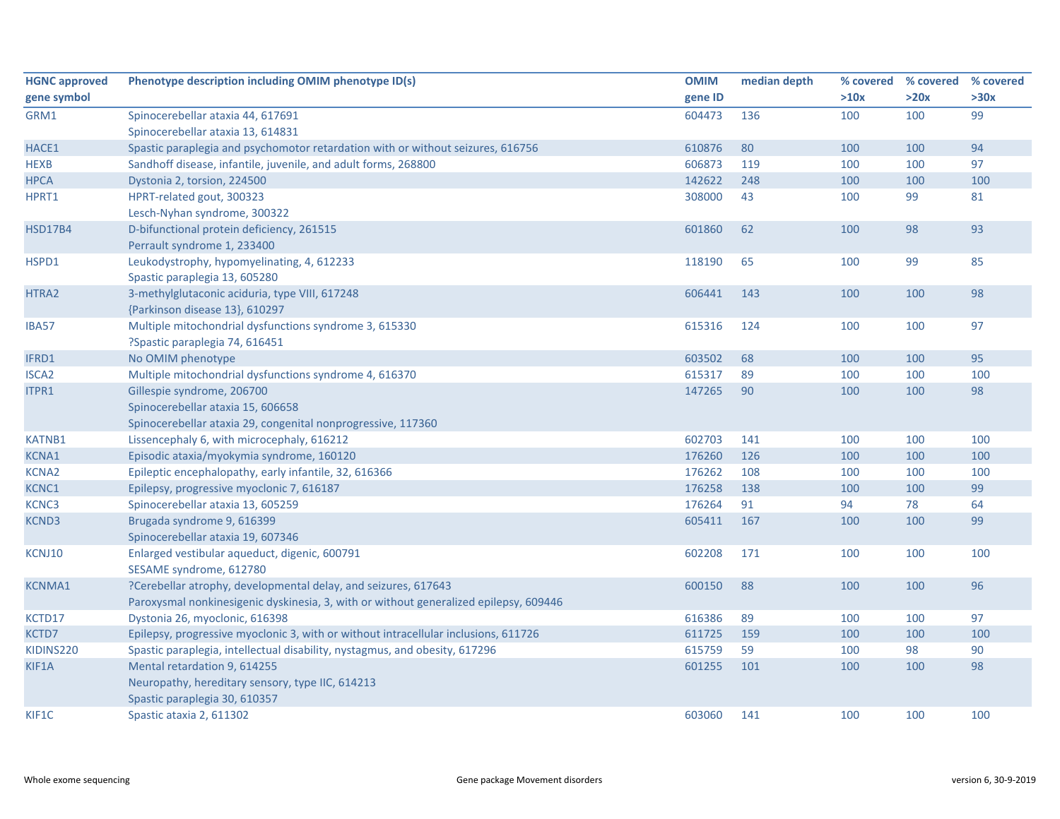| HGNC approved gene symbol | Phenotype description including OMIM phenotype ID(s) | OMIM gene ID | median depth | % covered >10x | % covered >20x | % covered >30x |
|---|---|---|---|---|---|---|
| GRM1 | Spinocerebellar ataxia 44, 617691<br>Spinocerebellar ataxia 13, 614831 | 604473 | 136 | 100 | 100 | 99 |
| HACE1 | Spastic paraplegia and psychomotor retardation with or without seizures, 616756 | 610876 | 80 | 100 | 100 | 94 |
| HEXB | Sandhoff disease, infantile, juvenile, and adult forms, 268800 | 606873 | 119 | 100 | 100 | 97 |
| HPCA | Dystonia 2, torsion, 224500 | 142622 | 248 | 100 | 100 | 100 |
| HPRT1 | HPRT-related gout, 300323<br>Lesch-Nyhan syndrome, 300322 | 308000 | 43 | 100 | 99 | 81 |
| HSD17B4 | D-bifunctional protein deficiency, 261515<br>Perrault syndrome 1, 233400 | 601860 | 62 | 100 | 98 | 93 |
| HSPD1 | Leukodystrophy, hypomyelinating, 4, 612233<br>Spastic paraplegia 13, 605280 | 118190 | 65 | 100 | 99 | 85 |
| HTRA2 | 3-methylglutaconic aciduria, type VIII, 617248<br>{Parkinson disease 13}, 610297 | 606441 | 143 | 100 | 100 | 98 |
| IBA57 | Multiple mitochondrial dysfunctions syndrome 3, 615330<br>?Spastic paraplegia 74, 616451 | 615316 | 124 | 100 | 100 | 97 |
| IFRD1 | No OMIM phenotype | 603502 | 68 | 100 | 100 | 95 |
| ISCA2 | Multiple mitochondrial dysfunctions syndrome 4, 616370 | 615317 | 89 | 100 | 100 | 100 |
| ITPR1 | Gillespie syndrome, 206700<br>Spinocerebellar ataxia 15, 606658<br>Spinocerebellar ataxia 29, congenital nonprogressive, 117360 | 147265 | 90 | 100 | 100 | 98 |
| KATNB1 | Lissencephaly 6, with microcephaly, 616212 | 602703 | 141 | 100 | 100 | 100 |
| KCNA1 | Episodic ataxia/myokymia syndrome, 160120 | 176260 | 126 | 100 | 100 | 100 |
| KCNA2 | Epileptic encephalopathy, early infantile, 32, 616366 | 176262 | 108 | 100 | 100 | 100 |
| KCNC1 | Epilepsy, progressive myoclonic 7, 616187 | 176258 | 138 | 100 | 100 | 99 |
| KCNC3 | Spinocerebellar ataxia 13, 605259 | 176264 | 91 | 94 | 78 | 64 |
| KCND3 | Brugada syndrome 9, 616399<br>Spinocerebellar ataxia 19, 607346 | 605411 | 167 | 100 | 100 | 99 |
| KCNJ10 | Enlarged vestibular aqueduct, digenic, 600791<br>SESAME syndrome, 612780 | 602208 | 171 | 100 | 100 | 100 |
| KCNMA1 | ?Cerebellar atrophy, developmental delay, and seizures, 617643<br>Paroxysmal nonkinesigenic dyskinesia, 3, with or without generalized epilepsy, 609446 | 600150 | 88 | 100 | 100 | 96 |
| KCTD17 | Dystonia 26, myoclonic, 616398 | 616386 | 89 | 100 | 100 | 97 |
| KCTD7 | Epilepsy, progressive myoclonic 3, with or without intracellular inclusions, 611726 | 611725 | 159 | 100 | 100 | 100 |
| KIDINS220 | Spastic paraplegia, intellectual disability, nystagmus, and obesity, 617296 | 615759 | 59 | 100 | 98 | 90 |
| KIF1A | Mental retardation 9, 614255<br>Neuropathy, hereditary sensory, type IIC, 614213<br>Spastic paraplegia 30, 610357 | 601255 | 101 | 100 | 100 | 98 |
| KIF1C | Spastic ataxia 2, 611302 | 603060 | 141 | 100 | 100 | 100 |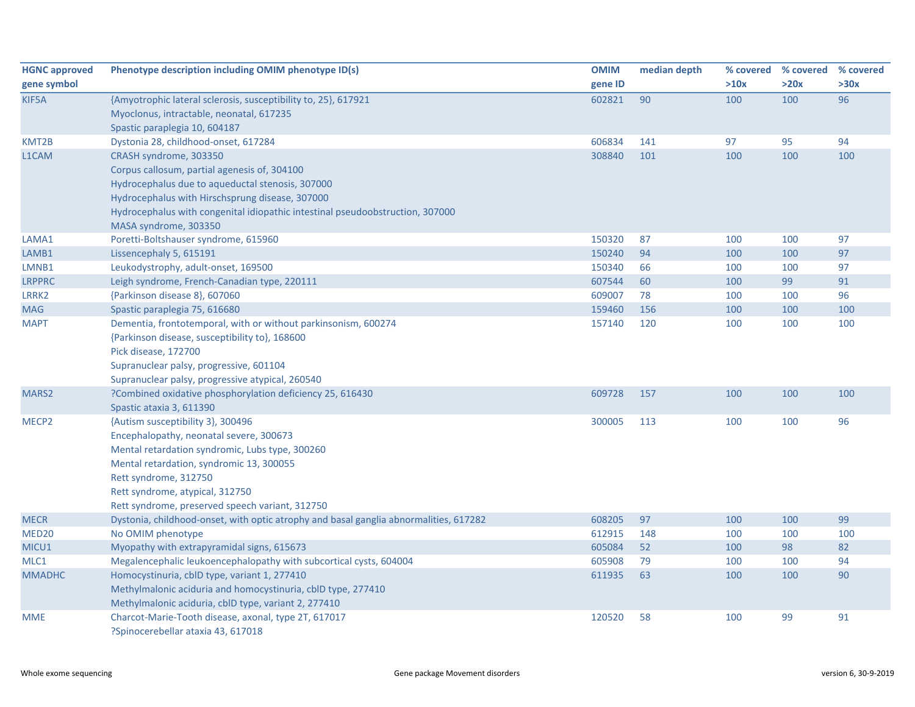| HGNC approved gene symbol | Phenotype description including OMIM phenotype ID(s) | OMIM gene ID | median depth | % covered >10x | % covered >20x | % covered >30x |
|---|---|---|---|---|---|---|
| KIF5A | {Amyotrophic lateral sclerosis, susceptibility to, 25}, 617921<br>Myoclonus, intractable, neonatal, 617235<br>Spastic paraplegia 10, 604187 | 602821 | 90 | 100 | 100 | 96 |
| KMT2B | Dystonia 28, childhood-onset, 617284 | 606834 | 141 | 97 | 95 | 94 |
| L1CAM | CRASH syndrome, 303350<br>Corpus callosum, partial agenesis of, 304100<br>Hydrocephalus due to aqueductal stenosis, 307000<br>Hydrocephalus with Hirschsprung disease, 307000<br>Hydrocephalus with congenital idiopathic intestinal pseudoobstruction, 307000<br>MASA syndrome, 303350 | 308840 | 101 | 100 | 100 | 100 |
| LAMA1 | Poretti-Boltshauser syndrome, 615960 | 150320 | 87 | 100 | 100 | 97 |
| LAMB1 | Lissencephaly 5, 615191 | 150240 | 94 | 100 | 100 | 97 |
| LMNB1 | Leukodystrophy, adult-onset, 169500 | 150340 | 66 | 100 | 100 | 97 |
| LRPPRC | Leigh syndrome, French-Canadian type, 220111 | 607544 | 60 | 100 | 99 | 91 |
| LRRK2 | {Parkinson disease 8}, 607060 | 609007 | 78 | 100 | 100 | 96 |
| MAG | Spastic paraplegia 75, 616680 | 159460 | 156 | 100 | 100 | 100 |
| MAPT | Dementia, frontotemporal, with or without parkinsonism, 600274<br>{Parkinson disease, susceptibility to}, 168600<br>Pick disease, 172700<br>Supranuclear palsy, progressive, 601104<br>Supranuclear palsy, progressive atypical, 260540 | 157140 | 120 | 100 | 100 | 100 |
| MARS2 | ?Combined oxidative phosphorylation deficiency 25, 616430<br>Spastic ataxia 3, 611390 | 609728 | 157 | 100 | 100 | 100 |
| MECP2 | {Autism susceptibility 3}, 300496<br>Encephalopathy, neonatal severe, 300673<br>Mental retardation syndromic, Lubs type, 300260<br>Mental retardation, syndromic 13, 300055<br>Rett syndrome, 312750<br>Rett syndrome, atypical, 312750<br>Rett syndrome, preserved speech variant, 312750 | 300005 | 113 | 100 | 100 | 96 |
| MECR | Dystonia, childhood-onset, with optic atrophy and basal ganglia abnormalities, 617282 | 608205 | 97 | 100 | 100 | 99 |
| MED20 | No OMIM phenotype | 612915 | 148 | 100 | 100 | 100 |
| MICU1 | Myopathy with extrapyramidal signs, 615673 | 605084 | 52 | 100 | 98 | 82 |
| MLC1 | Megalencephalic leukoencephalopathy with subcortical cysts, 604004 | 605908 | 79 | 100 | 100 | 94 |
| MMADHC | Homocystinuria, cblD type, variant 1, 277410<br>Methylmalonic aciduria and homocystinuria, cblD type, 277410<br>Methylmalonic aciduria, cblD type, variant 2, 277410 | 611935 | 63 | 100 | 100 | 90 |
| MME | Charcot-Marie-Tooth disease, axonal, type 2T, 617017<br>?Spinocerebellar ataxia 43, 617018 | 120520 | 58 | 100 | 99 | 91 |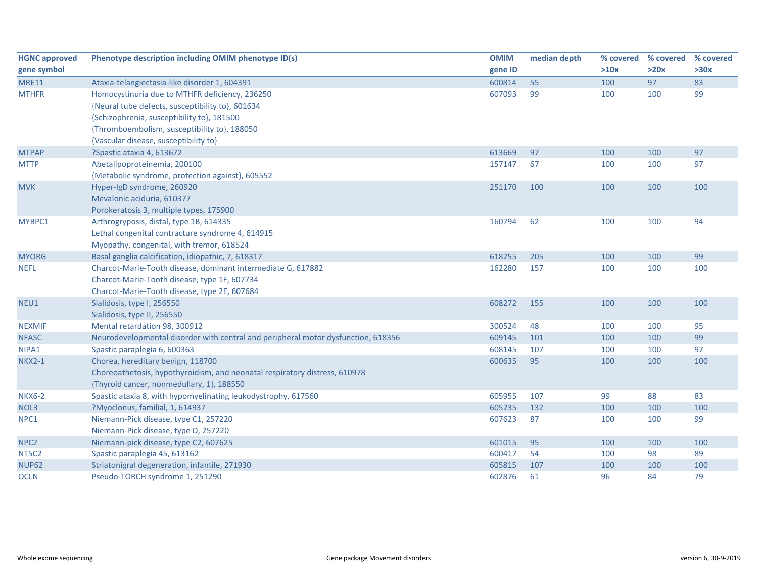| HGNC approved gene symbol | Phenotype description including OMIM phenotype ID(s) | OMIM gene ID | median depth | % covered >10x | % covered >20x | % covered >30x |
|---|---|---|---|---|---|---|
| MRE11 | Ataxia-telangiectasia-like disorder 1, 604391 | 600814 | 55 | 100 | 97 | 83 |
| MTHFR | Homocystinuria due to MTHFR deficiency, 236250<br>{Neural tube defects, susceptibility to}, 601634<br>{Schizophrenia, susceptibility to}, 181500<br>{Thromboembolism, susceptibility to}, 188050<br>{Vascular disease, susceptibility to} | 607093 | 99 | 100 | 100 | 99 |
| MTPAP | ?Spastic ataxia 4, 613672 | 613669 | 97 | 100 | 100 | 97 |
| MTTP | Abetalipoproteinemia, 200100<br>{Metabolic syndrome, protection against}, 605552 | 157147 | 67 | 100 | 100 | 97 |
| MVK | Hyper-IgD syndrome, 260920<br>Mevalonic aciduria, 610377<br>Porokeratosis 3, multiple types, 175900 | 251170 | 100 | 100 | 100 | 100 |
| MYBPC1 | Arthrogryposis, distal, type 1B, 614335<br>Lethal congenital contracture syndrome 4, 614915<br>Myopathy, congenital, with tremor, 618524 | 160794 | 62 | 100 | 100 | 94 |
| MYORG | Basal ganglia calcification, idiopathic, 7, 618317 | 618255 | 205 | 100 | 100 | 99 |
| NEFL | Charcot-Marie-Tooth disease, dominant intermediate G, 617882<br>Charcot-Marie-Tooth disease, type 1F, 607734<br>Charcot-Marie-Tooth disease, type 2E, 607684 | 162280 | 157 | 100 | 100 | 100 |
| NEU1 | Sialidosis, type I, 256550<br>Sialidosis, type II, 256550 | 608272 | 155 | 100 | 100 | 100 |
| NEXMIF | Mental retardation 98, 300912 | 300524 | 48 | 100 | 100 | 95 |
| NFASC | Neurodevelopmental disorder with central and peripheral motor dysfunction, 618356 | 609145 | 101 | 100 | 100 | 99 |
| NIPA1 | Spastic paraplegia 6, 600363 | 608145 | 107 | 100 | 100 | 97 |
| NKX2-1 | Chorea, hereditary benign, 118700<br>Choreoathetosis, hypothyroidism, and neonatal respiratory distress, 610978<br>{Thyroid cancer, nonmedullary, 1}, 188550 | 600635 | 95 | 100 | 100 | 100 |
| NKX6-2 | Spastic ataxia 8, with hypomyelinating leukodystrophy, 617560 | 605955 | 107 | 99 | 88 | 83 |
| NOL3 | ?Myoclonus, familial, 1, 614937 | 605235 | 132 | 100 | 100 | 100 |
| NPC1 | Niemann-Pick disease, type C1, 257220<br>Niemann-Pick disease, type D, 257220 | 607623 | 87 | 100 | 100 | 99 |
| NPC2 | Niemann-pick disease, type C2, 607625 | 601015 | 95 | 100 | 100 | 100 |
| NT5C2 | Spastic paraplegia 45, 613162 | 600417 | 54 | 100 | 98 | 89 |
| NUP62 | Striatonigral degeneration, infantile, 271930 | 605815 | 107 | 100 | 100 | 100 |
| OCLN | Pseudo-TORCH syndrome 1, 251290 | 602876 | 61 | 96 | 84 | 79 |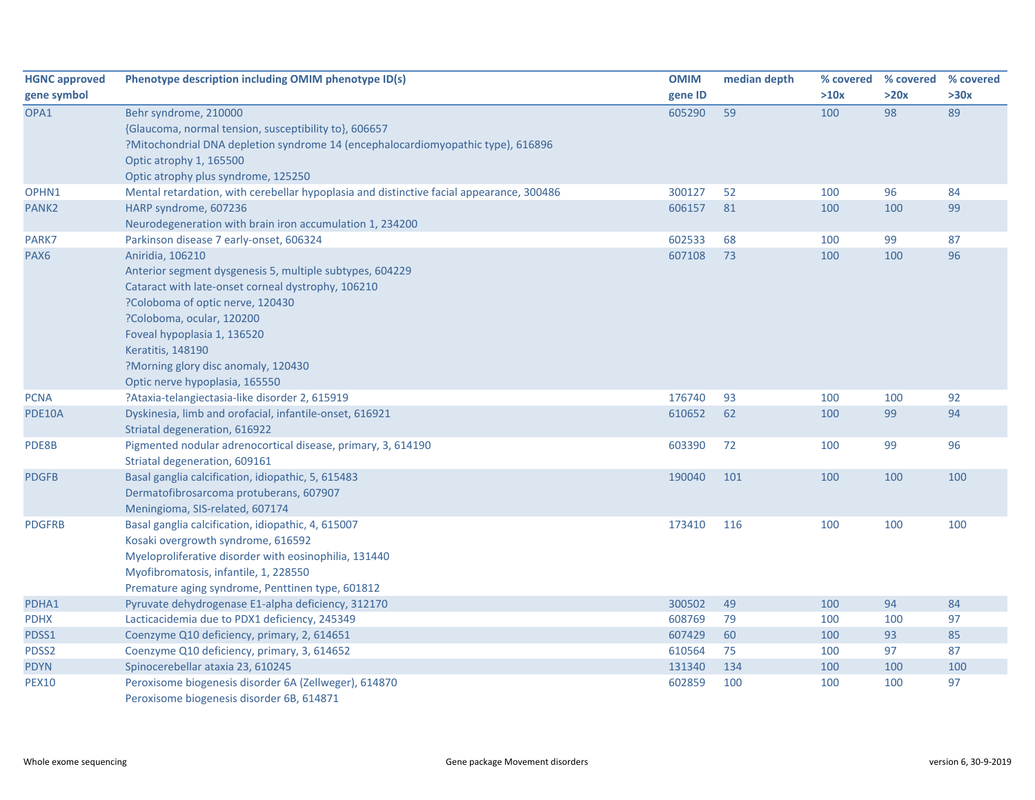| HGNC approved gene symbol | Phenotype description including OMIM phenotype ID(s) | OMIM gene ID | median depth | % covered >10x | % covered >20x | % covered >30x |
|---|---|---|---|---|---|---|
| OPA1 | Behr syndrome, 210000<br>{Glaucoma, normal tension, susceptibility to}, 606657<br>?Mitochondrial DNA depletion syndrome 14 (encephalocardiomyopathic type), 616896<br>Optic atrophy 1, 165500<br>Optic atrophy plus syndrome, 125250 | 605290 | 59 | 100 | 98 | 89 |
| OPHN1 | Mental retardation, with cerebellar hypoplasia and distinctive facial appearance, 300486 | 300127 | 52 | 100 | 96 | 84 |
| PANK2 | HARP syndrome, 607236<br>Neurodegeneration with brain iron accumulation 1, 234200 | 606157 | 81 | 100 | 100 | 99 |
| PARK7 | Parkinson disease 7 early-onset, 606324 | 602533 | 68 | 100 | 99 | 87 |
| PAX6 | Aniridia, 106210<br>Anterior segment dysgenesis 5, multiple subtypes, 604229<br>Cataract with late-onset corneal dystrophy, 106210<br>?Coloboma of optic nerve, 120430<br>?Coloboma, ocular, 120200<br>Foveal hypoplasia 1, 136520<br>Keratitis, 148190<br>?Morning glory disc anomaly, 120430<br>Optic nerve hypoplasia, 165550 | 607108 | 73 | 100 | 100 | 96 |
| PCNA | ?Ataxia-telangiectasia-like disorder 2, 615919 | 176740 | 93 | 100 | 100 | 92 |
| PDE10A | Dyskinesia, limb and orofacial, infantile-onset, 616921<br>Striatal degeneration, 616922 | 610652 | 62 | 100 | 99 | 94 |
| PDE8B | Pigmented nodular adrenocortical disease, primary, 3, 614190<br>Striatal degeneration, 609161 | 603390 | 72 | 100 | 99 | 96 |
| PDGFB | Basal ganglia calcification, idiopathic, 5, 615483<br>Dermatofibrosarcoma protuberans, 607907<br>Meningioma, SIS-related, 607174 | 190040 | 101 | 100 | 100 | 100 |
| PDGFRB | Basal ganglia calcification, idiopathic, 4, 615007<br>Kosaki overgrowth syndrome, 616592<br>Myeloproliferative disorder with eosinophilia, 131440<br>Myofibromatosis, infantile, 1, 228550<br>Premature aging syndrome, Penttinen type, 601812 | 173410 | 116 | 100 | 100 | 100 |
| PDHA1 | Pyruvate dehydrogenase E1-alpha deficiency, 312170 | 300502 | 49 | 100 | 94 | 84 |
| PDHX | Lacticacidemia due to PDX1 deficiency, 245349 | 608769 | 79 | 100 | 100 | 97 |
| PDSS1 | Coenzyme Q10 deficiency, primary, 2, 614651 | 607429 | 60 | 100 | 93 | 85 |
| PDSS2 | Coenzyme Q10 deficiency, primary, 3, 614652 | 610564 | 75 | 100 | 97 | 87 |
| PDYN | Spinocerebellar ataxia 23, 610245 | 131340 | 134 | 100 | 100 | 100 |
| PEX10 | Peroxisome biogenesis disorder 6A (Zellweger), 614870<br>Peroxisome biogenesis disorder 6B, 614871 | 602859 | 100 | 100 | 100 | 97 |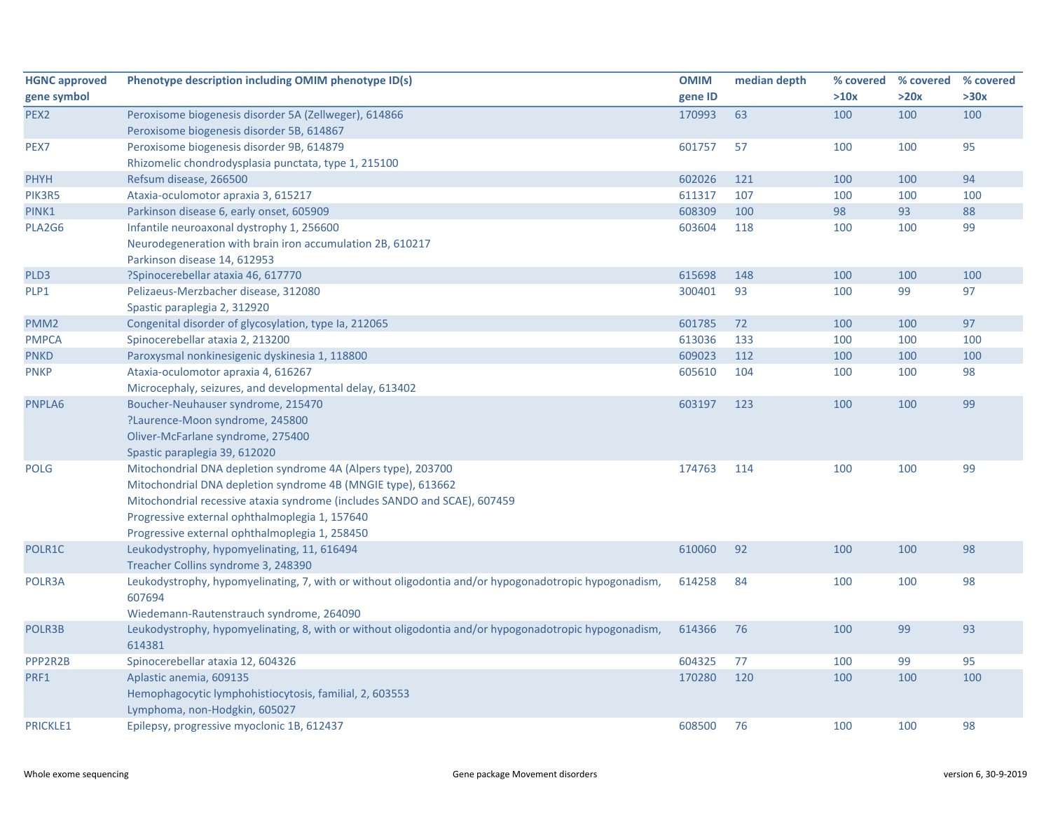| HGNC approved gene symbol | Phenotype description including OMIM phenotype ID(s) | OMIM gene ID | median depth | % covered >10x | % covered >20x | % covered >30x |
|---|---|---|---|---|---|---|
| PEX2 | Peroxisome biogenesis disorder 5A (Zellweger), 614866<br>Peroxisome biogenesis disorder 5B, 614867 | 170993 | 63 | 100 | 100 | 100 |
| PEX7 | Peroxisome biogenesis disorder 9B, 614879<br>Rhizomelic chondrodysplasia punctata, type 1, 215100 | 601757 | 57 | 100 | 100 | 95 |
| PHYH | Refsum disease, 266500 | 602026 | 121 | 100 | 100 | 94 |
| PIK3R5 | Ataxia-oculomotor apraxia 3, 615217 | 611317 | 107 | 100 | 100 | 100 |
| PINK1 | Parkinson disease 6, early onset, 605909 | 608309 | 100 | 98 | 93 | 88 |
| PLA2G6 | Infantile neuroaxonal dystrophy 1, 256600<br>Neurodegeneration with brain iron accumulation 2B, 610217<br>Parkinson disease 14, 612953 | 603604 | 118 | 100 | 100 | 99 |
| PLD3 | ?Spinocerebellar ataxia 46, 617770 | 615698 | 148 | 100 | 100 | 100 |
| PLP1 | Pelizaeus-Merzbacher disease, 312080<br>Spastic paraplegia 2, 312920 | 300401 | 93 | 100 | 99 | 97 |
| PMM2 | Congenital disorder of glycosylation, type Ia, 212065 | 601785 | 72 | 100 | 100 | 97 |
| PMPCA | Spinocerebellar ataxia 2, 213200 | 613036 | 133 | 100 | 100 | 100 |
| PNKD | Paroxysmal nonkinesigenic dyskinesia 1, 118800 | 609023 | 112 | 100 | 100 | 100 |
| PNKP | Ataxia-oculomotor apraxia 4, 616267<br>Microcephaly, seizures, and developmental delay, 613402 | 605610 | 104 | 100 | 100 | 98 |
| PNPLA6 | Boucher-Neuhauser syndrome, 215470<br>?Laurence-Moon syndrome, 245800<br>Oliver-McFarlane syndrome, 275400<br>Spastic paraplegia 39, 612020 | 603197 | 123 | 100 | 100 | 99 |
| POLG | Mitochondrial DNA depletion syndrome 4A (Alpers type), 203700<br>Mitochondrial DNA depletion syndrome 4B (MNGIE type), 613662<br>Mitochondrial recessive ataxia syndrome (includes SANDO and SCAE), 607459<br>Progressive external ophthalmoplegia 1, 157640<br>Progressive external ophthalmoplegia 1, 258450 | 174763 | 114 | 100 | 100 | 99 |
| POLR1C | Leukodystrophy, hypomyelinating, 11, 616494<br>Treacher Collins syndrome 3, 248390 | 610060 | 92 | 100 | 100 | 98 |
| POLR3A | Leukodystrophy, hypomyelinating, 7, with or without oligodontia and/or hypogonadotropic hypogonadism, 607694<br>Wiedemann-Rautenstrauch syndrome, 264090 | 614258 | 84 | 100 | 100 | 98 |
| POLR3B | Leukodystrophy, hypomyelinating, 8, with or without oligodontia and/or hypogonadotropic hypogonadism, 614381 | 614366 | 76 | 100 | 99 | 93 |
| PPP2R2B | Spinocerebellar ataxia 12, 604326 | 604325 | 77 | 100 | 99 | 95 |
| PRF1 | Aplastic anemia, 609135<br>Hemophagocytic lymphohistiocytosis, familial, 2, 603553<br>Lymphoma, non-Hodgkin, 605027 | 170280 | 120 | 100 | 100 | 100 |
| PRICKLE1 | Epilepsy, progressive myoclonic 1B, 612437 | 608500 | 76 | 100 | 100 | 98 |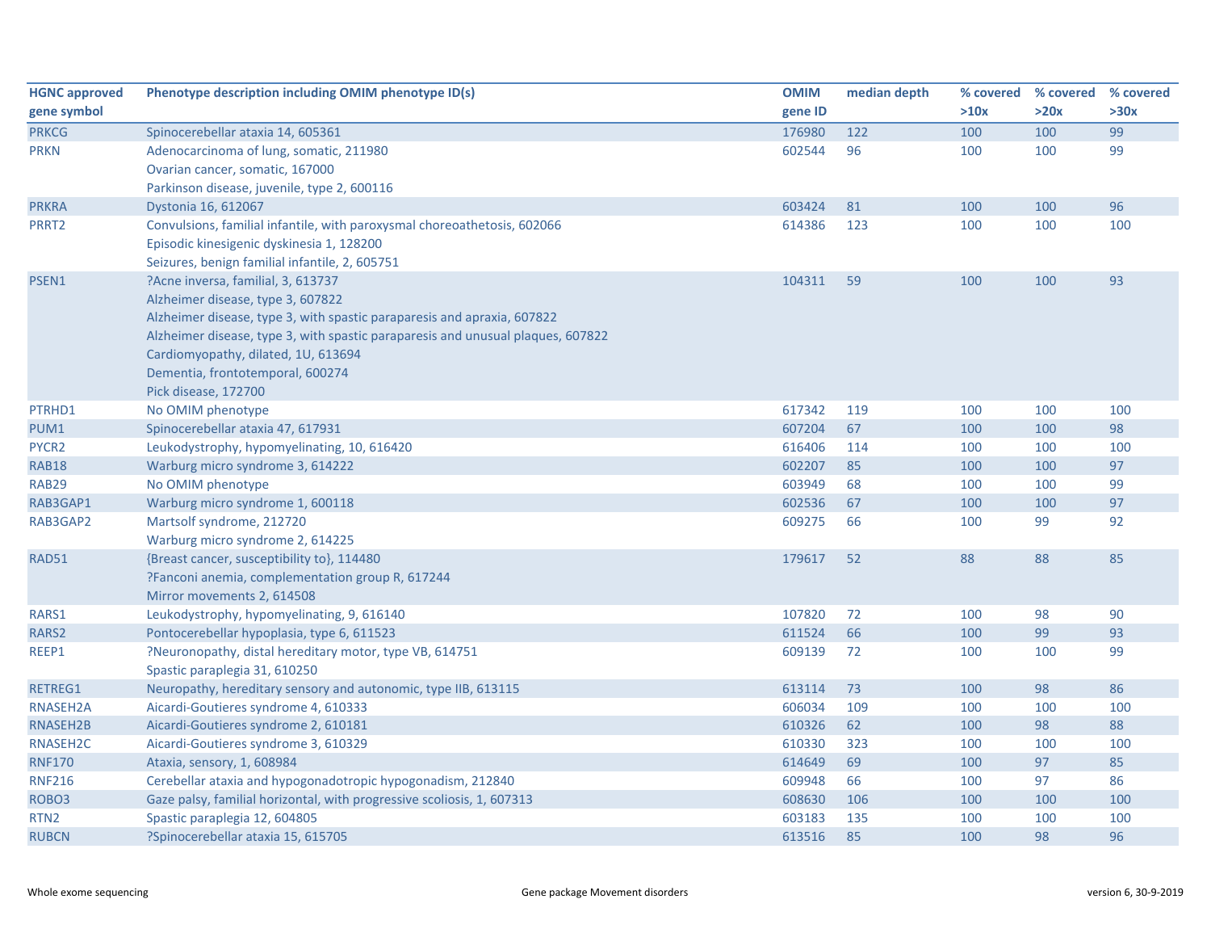| HGNC approved gene symbol | Phenotype description including OMIM phenotype ID(s) | OMIM gene ID | median depth | % covered >10x | % covered >20x | % covered >30x |
|---|---|---|---|---|---|---|
| PRKCG | Spinocerebellar ataxia 14, 605361 | 176980 | 122 | 100 | 100 | 99 |
| PRKN | Adenocarcinoma of lung, somatic, 211980<br>Ovarian cancer, somatic, 167000<br>Parkinson disease, juvenile, type 2, 600116 | 602544 | 96 | 100 | 100 | 99 |
| PRKRA | Dystonia 16, 612067 | 603424 | 81 | 100 | 100 | 96 |
| PRRT2 | Convulsions, familial infantile, with paroxysmal choreoathetosis, 602066<br>Episodic kinesigenic dyskinesia 1, 128200<br>Seizures, benign familial infantile, 2, 605751 | 614386 | 123 | 100 | 100 | 100 |
| PSEN1 | ?Acne inversa, familial, 3, 613737<br>Alzheimer disease, type 3, 607822<br>Alzheimer disease, type 3, with spastic paraparesis and apraxia, 607822<br>Alzheimer disease, type 3, with spastic paraparesis and unusual plaques, 607822<br>Cardiomyopathy, dilated, 1U, 613694<br>Dementia, frontotemporal, 600274<br>Pick disease, 172700 | 104311 | 59 | 100 | 100 | 93 |
| PTRHD1 | No OMIM phenotype | 617342 | 119 | 100 | 100 | 100 |
| PUM1 | Spinocerebellar ataxia 47, 617931 | 607204 | 67 | 100 | 100 | 98 |
| PYCR2 | Leukodystrophy, hypomyelinating, 10, 616420 | 616406 | 114 | 100 | 100 | 100 |
| RAB18 | Warburg micro syndrome 3, 614222 | 602207 | 85 | 100 | 100 | 97 |
| RAB29 | No OMIM phenotype | 603949 | 68 | 100 | 100 | 99 |
| RAB3GAP1 | Warburg micro syndrome 1, 600118 | 602536 | 67 | 100 | 100 | 97 |
| RAB3GAP2 | Martsolf syndrome, 212720<br>Warburg micro syndrome 2, 614225 | 609275 | 66 | 100 | 99 | 92 |
| RAD51 | {Breast cancer, susceptibility to}, 114480<br>?Fanconi anemia, complementation group R, 617244<br>Mirror movements 2, 614508 | 179617 | 52 | 88 | 88 | 85 |
| RARS1 | Leukodystrophy, hypomyelinating, 9, 616140 | 107820 | 72 | 100 | 98 | 90 |
| RARS2 | Pontocerebellar hypoplasia, type 6, 611523 | 611524 | 66 | 100 | 99 | 93 |
| REEP1 | ?Neuronopathy, distal hereditary motor, type VB, 614751<br>Spastic paraplegia 31, 610250 | 609139 | 72 | 100 | 100 | 99 |
| RETREG1 | Neuropathy, hereditary sensory and autonomic, type IIB, 613115 | 613114 | 73 | 100 | 98 | 86 |
| RNASEH2A | Aicardi-Goutieres syndrome 4, 610333 | 606034 | 109 | 100 | 100 | 100 |
| RNASEH2B | Aicardi-Goutieres syndrome 2, 610181 | 610326 | 62 | 100 | 98 | 88 |
| RNASEH2C | Aicardi-Goutieres syndrome 3, 610329 | 610330 | 323 | 100 | 100 | 100 |
| RNF170 | Ataxia, sensory, 1, 608984 | 614649 | 69 | 100 | 97 | 85 |
| RNF216 | Cerebellar ataxia and hypogonadotropic hypogonadism, 212840 | 609948 | 66 | 100 | 97 | 86 |
| ROBO3 | Gaze palsy, familial horizontal, with progressive scoliosis, 1, 607313 | 608630 | 106 | 100 | 100 | 100 |
| RTN2 | Spastic paraplegia 12, 604805 | 603183 | 135 | 100 | 100 | 100 |
| RUBCN | ?Spinocerebellar ataxia 15, 615705 | 613516 | 85 | 100 | 98 | 96 |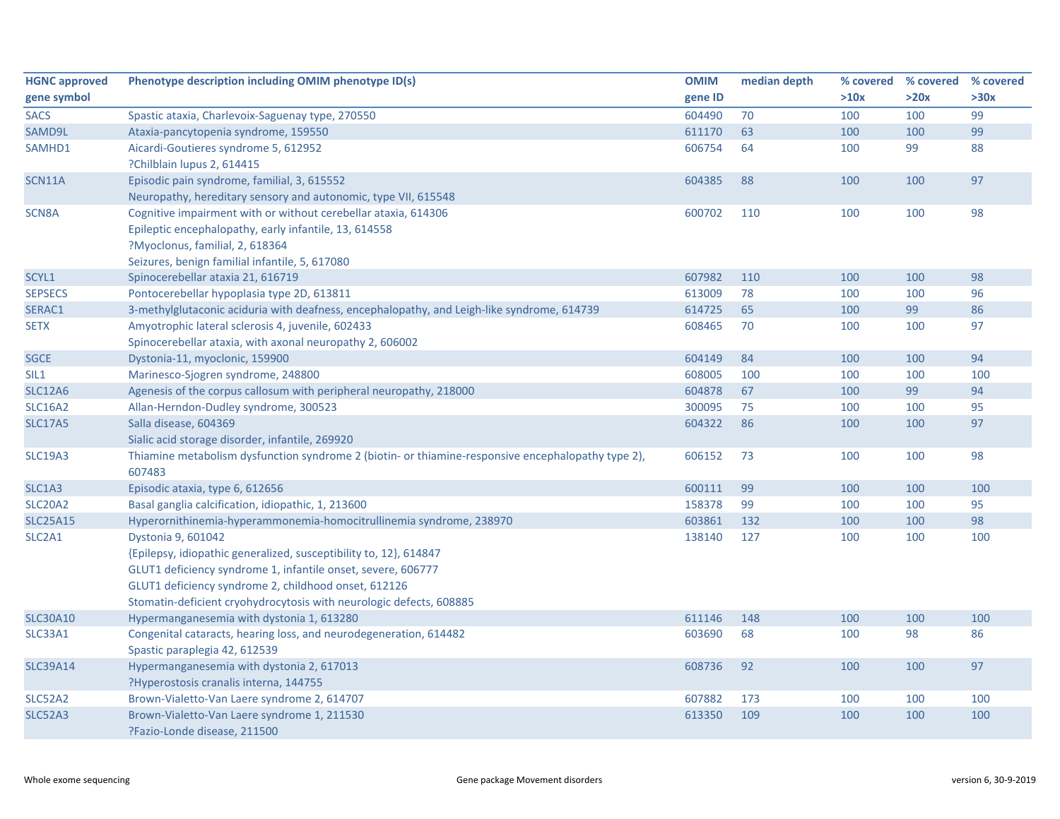| HGNC approved gene symbol | Phenotype description including OMIM phenotype ID(s) | OMIM gene ID | median depth | % covered >10x | % covered >20x | % covered >30x |
|---|---|---|---|---|---|---|
| SACS | Spastic ataxia, Charlevoix-Saguenay type, 270550 | 604490 | 70 | 100 | 100 | 99 |
| SAMD9L | Ataxia-pancytopenia syndrome, 159550 | 611170 | 63 | 100 | 100 | 99 |
| SAMHD1 | Aicardi-Goutieres syndrome 5, 612952<br>?Chilblain lupus 2, 614415 | 606754 | 64 | 100 | 99 | 88 |
| SCN11A | Episodic pain syndrome, familial, 3, 615552<br>Neuropathy, hereditary sensory and autonomic, type VII, 615548 | 604385 | 88 | 100 | 100 | 97 |
| SCN8A | Cognitive impairment with or without cerebellar ataxia, 614306<br>Epileptic encephalopathy, early infantile, 13, 614558<br>?Myoclonus, familial, 2, 618364<br>Seizures, benign familial infantile, 5, 617080 | 600702 | 110 | 100 | 100 | 98 |
| SCYL1 | Spinocerebellar ataxia 21, 616719 | 607982 | 110 | 100 | 100 | 98 |
| SEPSECS | Pontocerebellar hypoplasia type 2D, 613811 | 613009 | 78 | 100 | 100 | 96 |
| SERAC1 | 3-methylglutaconic aciduria with deafness, encephalopathy, and Leigh-like syndrome, 614739 | 614725 | 65 | 100 | 99 | 86 |
| SETX | Amyotrophic lateral sclerosis 4, juvenile, 602433<br>Spinocerebellar ataxia, with axonal neuropathy 2, 606002 | 608465 | 70 | 100 | 100 | 97 |
| SGCE | Dystonia-11, myoclonic, 159900 | 604149 | 84 | 100 | 100 | 94 |
| SIL1 | Marinesco-Sjogren syndrome, 248800 | 608005 | 100 | 100 | 100 | 100 |
| SLC12A6 | Agenesis of the corpus callosum with peripheral neuropathy, 218000 | 604878 | 67 | 100 | 99 | 94 |
| SLC16A2 | Allan-Herndon-Dudley syndrome, 300523 | 300095 | 75 | 100 | 100 | 95 |
| SLC17A5 | Salla disease, 604369<br>Sialic acid storage disorder, infantile, 269920 | 604322 | 86 | 100 | 100 | 97 |
| SLC19A3 | Thiamine metabolism dysfunction syndrome 2 (biotin- or thiamine-responsive encephalopathy type 2), 607483 | 606152 | 73 | 100 | 100 | 98 |
| SLC1A3 | Episodic ataxia, type 6, 612656 | 600111 | 99 | 100 | 100 | 100 |
| SLC20A2 | Basal ganglia calcification, idiopathic, 1, 213600 | 158378 | 99 | 100 | 100 | 95 |
| SLC25A15 | Hyperornithinemia-hyperammonemia-homocitrullinemia syndrome, 238970 | 603861 | 132 | 100 | 100 | 98 |
| SLC2A1 | Dystonia 9, 601042<br>{Epilepsy, idiopathic generalized, susceptibility to, 12}, 614847<br>GLUT1 deficiency syndrome 1, infantile onset, severe, 606777<br>GLUT1 deficiency syndrome 2, childhood onset, 612126<br>Stomatin-deficient cryohydrocytosis with neurologic defects, 608885 | 138140 | 127 | 100 | 100 | 100 |
| SLC30A10 | Hypermanganesemia with dystonia 1, 613280 | 611146 | 148 | 100 | 100 | 100 |
| SLC33A1 | Congenital cataracts, hearing loss, and neurodegeneration, 614482<br>Spastic paraplegia 42, 612539 | 603690 | 68 | 100 | 98 | 86 |
| SLC39A14 | Hypermanganesemia with dystonia 2, 617013<br>?Hyperostosis cranalis interna, 144755 | 608736 | 92 | 100 | 100 | 97 |
| SLC52A2 | Brown-Vialetto-Van Laere syndrome 2, 614707 | 607882 | 173 | 100 | 100 | 100 |
| SLC52A3 | Brown-Vialetto-Van Laere syndrome 1, 211530<br>?Fazio-Londe disease, 211500 | 613350 | 109 | 100 | 100 | 100 |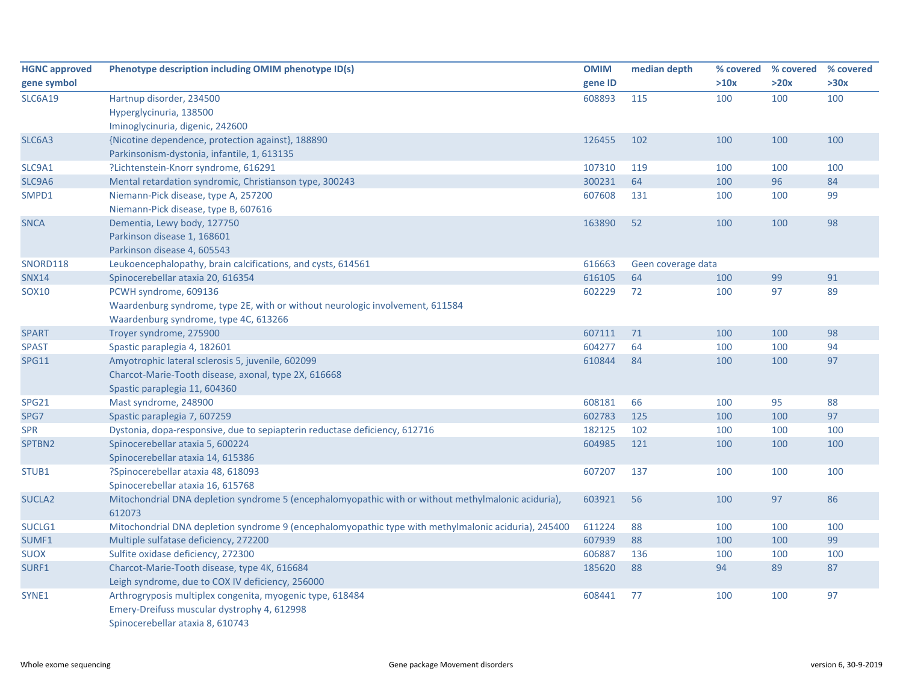| HGNC approved gene symbol | Phenotype description including OMIM phenotype ID(s) | OMIM gene ID | median depth | % covered >10x | % covered >20x | % covered >30x |
|---|---|---|---|---|---|---|
| SLC6A19 | Hartnup disorder, 234500<br>Hyperglycinuria, 138500<br>Iminoglycinuria, digenic, 242600 | 608893 | 115 | 100 | 100 | 100 |
| SLC6A3 | {Nicotine dependence, protection against}, 188890<br>Parkinsonism-dystonia, infantile, 1, 613135 | 126455 | 102 | 100 | 100 | 100 |
| SLC9A1 | ?Lichtenstein-Knorr syndrome, 616291 | 107310 | 119 | 100 | 100 | 100 |
| SLC9A6 | Mental retardation syndromic, Christianson type, 300243 | 300231 | 64 | 100 | 96 | 84 |
| SMPD1 | Niemann-Pick disease, type A, 257200<br>Niemann-Pick disease, type B, 607616 | 607608 | 131 | 100 | 100 | 99 |
| SNCA | Dementia, Lewy body, 127750<br>Parkinson disease 1, 168601<br>Parkinson disease 4, 605543 | 163890 | 52 | 100 | 100 | 98 |
| SNORD118 | Leukoencephalopathy, brain calcifications, and cysts, 614561 | 616663 | Geen coverage data | | | |
| SNX14 | Spinocerebellar ataxia 20, 616354 | 616105 | 64 | 100 | 99 | 91 |
| SOX10 | PCWH syndrome, 609136<br>Waardenburg syndrome, type 2E, with or without neurologic involvement, 611584<br>Waardenburg syndrome, type 4C, 613266 | 602229 | 72 | 100 | 97 | 89 |
| SPART | Troyer syndrome, 275900 | 607111 | 71 | 100 | 100 | 98 |
| SPAST | Spastic paraplegia 4, 182601 | 604277 | 64 | 100 | 100 | 94 |
| SPG11 | Amyotrophic lateral sclerosis 5, juvenile, 602099<br>Charcot-Marie-Tooth disease, axonal, type 2X, 616668<br>Spastic paraplegia 11, 604360 | 610844 | 84 | 100 | 100 | 97 |
| SPG21 | Mast syndrome, 248900 | 608181 | 66 | 100 | 95 | 88 |
| SPG7 | Spastic paraplegia 7, 607259 | 602783 | 125 | 100 | 100 | 97 |
| SPR | Dystonia, dopa-responsive, due to sepiapterin reductase deficiency, 612716 | 182125 | 102 | 100 | 100 | 100 |
| SPTBN2 | Spinocerebellar ataxia 5, 600224<br>Spinocerebellar ataxia 14, 615386 | 604985 | 121 | 100 | 100 | 100 |
| STUB1 | ?Spinocerebellar ataxia 48, 618093<br>Spinocerebellar ataxia 16, 615768 | 607207 | 137 | 100 | 100 | 100 |
| SUCLA2 | Mitochondrial DNA depletion syndrome 5 (encephalomyopathic with or without methylmalonic aciduria), 612073 | 603921 | 56 | 100 | 97 | 86 |
| SUCLG1 | Mitochondrial DNA depletion syndrome 9 (encephalomyopathic type with methylmalonic aciduria), 245400 | 611224 | 88 | 100 | 100 | 100 |
| SUMF1 | Multiple sulfatase deficiency, 272200 | 607939 | 88 | 100 | 100 | 99 |
| SUOX | Sulfite oxidase deficiency, 272300 | 606887 | 136 | 100 | 100 | 100 |
| SURF1 | Charcot-Marie-Tooth disease, type 4K, 616684<br>Leigh syndrome, due to COX IV deficiency, 256000 | 185620 | 88 | 94 | 89 | 87 |
| SYNE1 | Arthrogryposis multiplex congenita, myogenic type, 618484<br>Emery-Dreifuss muscular dystrophy 4, 612998<br>Spinocerebellar ataxia 8, 610743 | 608441 | 77 | 100 | 100 | 97 |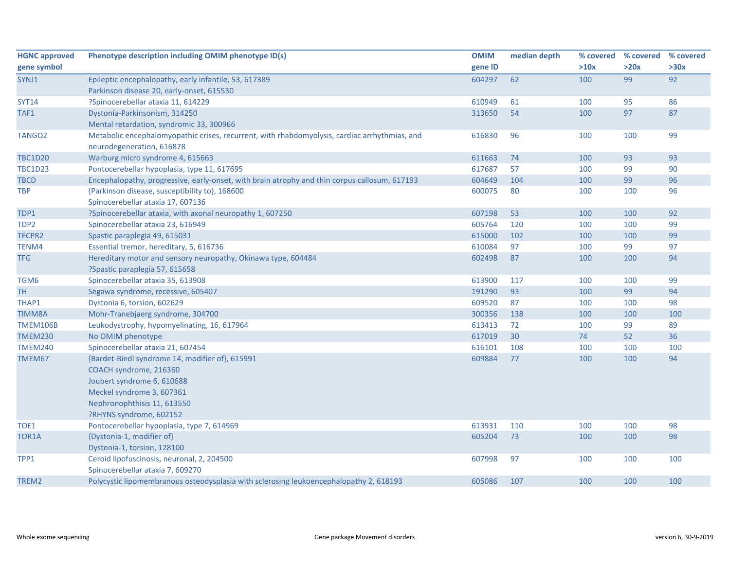| HGNC approved gene symbol | Phenotype description including OMIM phenotype ID(s) | OMIM gene ID | median depth | % covered >10x | % covered >20x | % covered >30x |
|---|---|---|---|---|---|---|
| SYNJ1 | Epileptic encephalopathy, early infantile, 53, 617389<br>Parkinson disease 20, early-onset, 615530 | 604297 | 62 | 100 | 99 | 92 |
| SYT14 | ?Spinocerebellar ataxia 11, 614229 | 610949 | 61 | 100 | 95 | 86 |
| TAF1 | Dystonia-Parkinsonism, 314250<br>Mental retardation, syndromic 33, 300966 | 313650 | 54 | 100 | 97 | 87 |
| TANGO2 | Metabolic encephalomyopathic crises, recurrent, with rhabdomyolysis, cardiac arrhythmias, and neurodegeneration, 616878 | 616830 | 96 | 100 | 100 | 99 |
| TBC1D20 | Warburg micro syndrome 4, 615663 | 611663 | 74 | 100 | 93 | 93 |
| TBC1D23 | Pontocerebellar hypoplasia, type 11, 617695 | 617687 | 57 | 100 | 99 | 90 |
| TBCD | Encephalopathy, progressive, early-onset, with brain atrophy and thin corpus callosum, 617193 | 604649 | 104 | 100 | 99 | 96 |
| TBP | {Parkinson disease, susceptibility to}, 168600<br>Spinocerebellar ataxia 17, 607136 | 600075 | 80 | 100 | 100 | 96 |
| TDP1 | ?Spinocerebellar ataxia, with axonal neuropathy 1, 607250 | 607198 | 53 | 100 | 100 | 92 |
| TDP2 | Spinocerebellar ataxia 23, 616949 | 605764 | 120 | 100 | 100 | 99 |
| TECPR2 | Spastic paraplegia 49, 615031 | 615000 | 102 | 100 | 100 | 99 |
| TENM4 | Essential tremor, hereditary, 5, 616736 | 610084 | 97 | 100 | 99 | 97 |
| TFG | Hereditary motor and sensory neuropathy, Okinawa type, 604484<br>?Spastic paraplegia 57, 615658 | 602498 | 87 | 100 | 100 | 94 |
| TGM6 | Spinocerebellar ataxia 35, 613908 | 613900 | 117 | 100 | 100 | 99 |
| TH | Segawa syndrome, recessive, 605407 | 191290 | 93 | 100 | 99 | 94 |
| THAP1 | Dystonia 6, torsion, 602629 | 609520 | 87 | 100 | 100 | 98 |
| TIMM8A | Mohr-Tranebjaerg syndrome, 304700 | 300356 | 138 | 100 | 100 | 100 |
| TMEM106B | Leukodystrophy, hypomyelinating, 16, 617964 | 613413 | 72 | 100 | 99 | 89 |
| TMEM230 | No OMIM phenotype | 617019 | 30 | 74 | 52 | 36 |
| TMEM240 | Spinocerebellar ataxia 21, 607454 | 616101 | 108 | 100 | 100 | 100 |
| TMEM67 | {Bardet-Biedl syndrome 14, modifier of}, 615991<br>COACH syndrome, 216360<br>Joubert syndrome 6, 610688<br>Meckel syndrome 3, 607361<br>Nephronophthisis 11, 613550<br>?RHYNS syndrome, 602152 | 609884 | 77 | 100 | 100 | 94 |
| TOE1 | Pontocerebellar hypoplasia, type 7, 614969 | 613931 | 110 | 100 | 100 | 98 |
| TOR1A | {Dystonia-1, modifier of}<br>Dystonia-1, torsion, 128100 | 605204 | 73 | 100 | 100 | 98 |
| TPP1 | Ceroid lipofuscinosis, neuronal, 2, 204500<br>Spinocerebellar ataxia 7, 609270 | 607998 | 97 | 100 | 100 | 100 |
| TREM2 | Polycystic lipomembranous osteodysplasia with sclerosing leukoencephalopathy 2, 618193 | 605086 | 107 | 100 | 100 | 100 |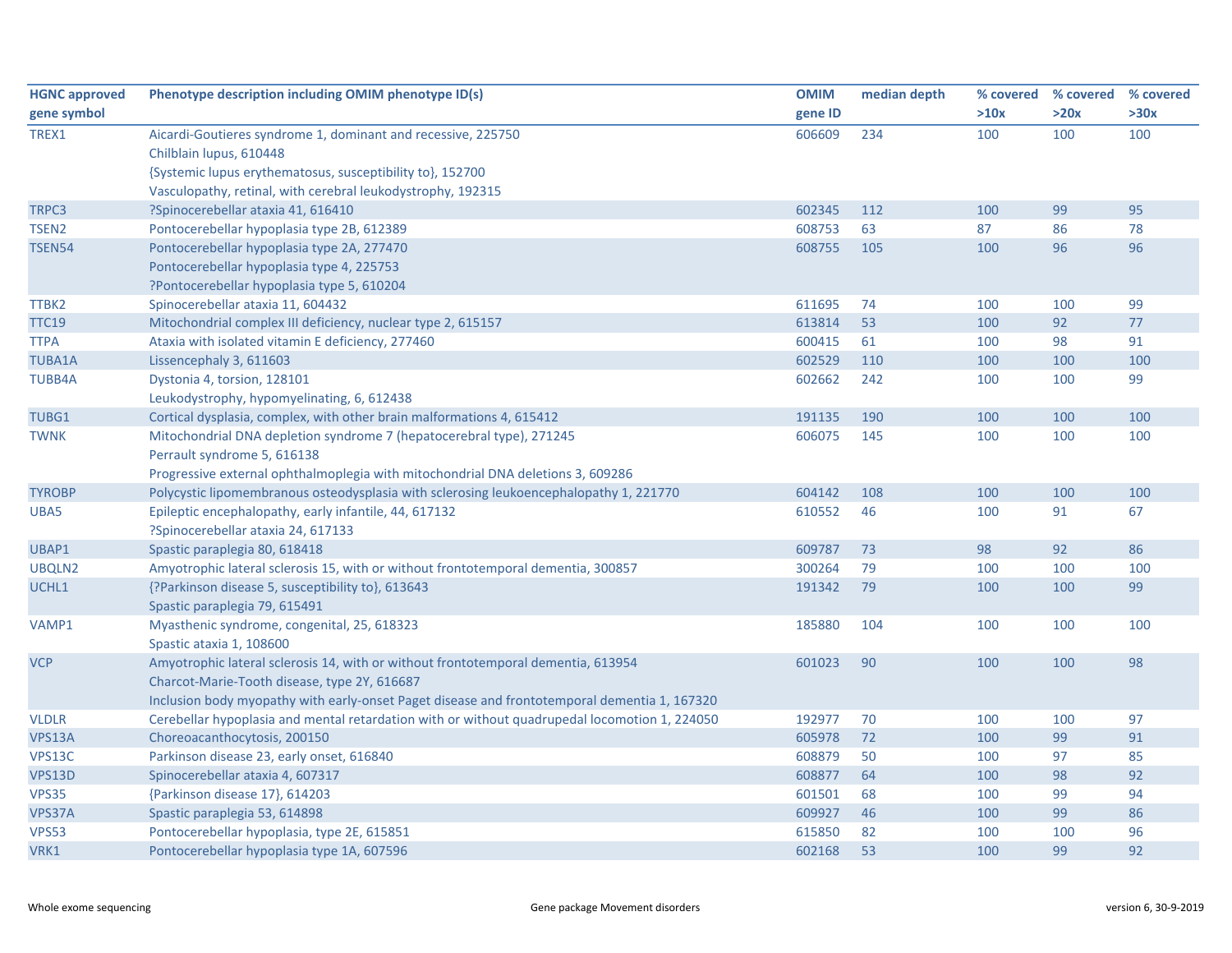| HGNC approved gene symbol | Phenotype description including OMIM phenotype ID(s) | OMIM gene ID | median depth | % covered >10x | % covered >20x | % covered >30x |
|---|---|---|---|---|---|---|
| TREX1 | Aicardi-Goutieres syndrome 1, dominant and recessive, 225750<br>Chilblain lupus, 610448<br>{Systemic lupus erythematosus, susceptibility to}, 152700<br>Vasculopathy, retinal, with cerebral leukodystrophy, 192315 | 606609 | 234 | 100 | 100 | 100 |
| TRPC3 | ?Spinocerebellar ataxia 41, 616410 | 602345 | 112 | 100 | 99 | 95 |
| TSEN2 | Pontocerebellar hypoplasia type 2B, 612389 | 608753 | 63 | 87 | 86 | 78 |
| TSEN54 | Pontocerebellar hypoplasia type 2A, 277470<br>Pontocerebellar hypoplasia type 4, 225753<br>?Pontocerebellar hypoplasia type 5, 610204 | 608755 | 105 | 100 | 96 | 96 |
| TTBK2 | Spinocerebellar ataxia 11, 604432 | 611695 | 74 | 100 | 100 | 99 |
| TTC19 | Mitochondrial complex III deficiency, nuclear type 2, 615157 | 613814 | 53 | 100 | 92 | 77 |
| TTPA | Ataxia with isolated vitamin E deficiency, 277460 | 600415 | 61 | 100 | 98 | 91 |
| TUBA1A | Lissencephaly 3, 611603 | 602529 | 110 | 100 | 100 | 100 |
| TUBB4A | Dystonia 4, torsion, 128101<br>Leukodystrophy, hypomyelinating, 6, 612438 | 602662 | 242 | 100 | 100 | 99 |
| TUBG1 | Cortical dysplasia, complex, with other brain malformations 4, 615412 | 191135 | 190 | 100 | 100 | 100 |
| TWNK | Mitochondrial DNA depletion syndrome 7 (hepatocerebral type), 271245<br>Perrault syndrome 5, 616138<br>Progressive external ophthalmoplegia with mitochondrial DNA deletions 3, 609286 | 606075 | 145 | 100 | 100 | 100 |
| TYROBP | Polycystic lipomembranous osteodysplasia with sclerosing leukoencephalopathy 1, 221770 | 604142 | 108 | 100 | 100 | 100 |
| UBA5 | Epileptic encephalopathy, early infantile, 44, 617132<br>?Spinocerebellar ataxia 24, 617133 | 610552 | 46 | 100 | 91 | 67 |
| UBAP1 | Spastic paraplegia 80, 618418 | 609787 | 73 | 98 | 92 | 86 |
| UBQLN2 | Amyotrophic lateral sclerosis 15, with or without frontotemporal dementia, 300857 | 300264 | 79 | 100 | 100 | 100 |
| UCHL1 | {?Parkinson disease 5, susceptibility to}, 613643<br>Spastic paraplegia 79, 615491 | 191342 | 79 | 100 | 100 | 99 |
| VAMP1 | Myasthenic syndrome, congenital, 25, 618323<br>Spastic ataxia 1, 108600 | 185880 | 104 | 100 | 100 | 100 |
| VCP | Amyotrophic lateral sclerosis 14, with or without frontotemporal dementia, 613954<br>Charcot-Marie-Tooth disease, type 2Y, 616687<br>Inclusion body myopathy with early-onset Paget disease and frontotemporal dementia 1, 167320 | 601023 | 90 | 100 | 100 | 98 |
| VLDLR | Cerebellar hypoplasia and mental retardation with or without quadrupedal locomotion 1, 224050 | 192977 | 70 | 100 | 100 | 97 |
| VPS13A | Choreoacanthocytosis, 200150 | 605978 | 72 | 100 | 99 | 91 |
| VPS13C | Parkinson disease 23, early onset, 616840 | 608879 | 50 | 100 | 97 | 85 |
| VPS13D | Spinocerebellar ataxia 4, 607317 | 608877 | 64 | 100 | 98 | 92 |
| VPS35 | {Parkinson disease 17}, 614203 | 601501 | 68 | 100 | 99 | 94 |
| VPS37A | Spastic paraplegia 53, 614898 | 609927 | 46 | 100 | 99 | 86 |
| VPS53 | Pontocerebellar hypoplasia, type 2E, 615851 | 615850 | 82 | 100 | 100 | 96 |
| VRK1 | Pontocerebellar hypoplasia type 1A, 607596 | 602168 | 53 | 100 | 99 | 92 |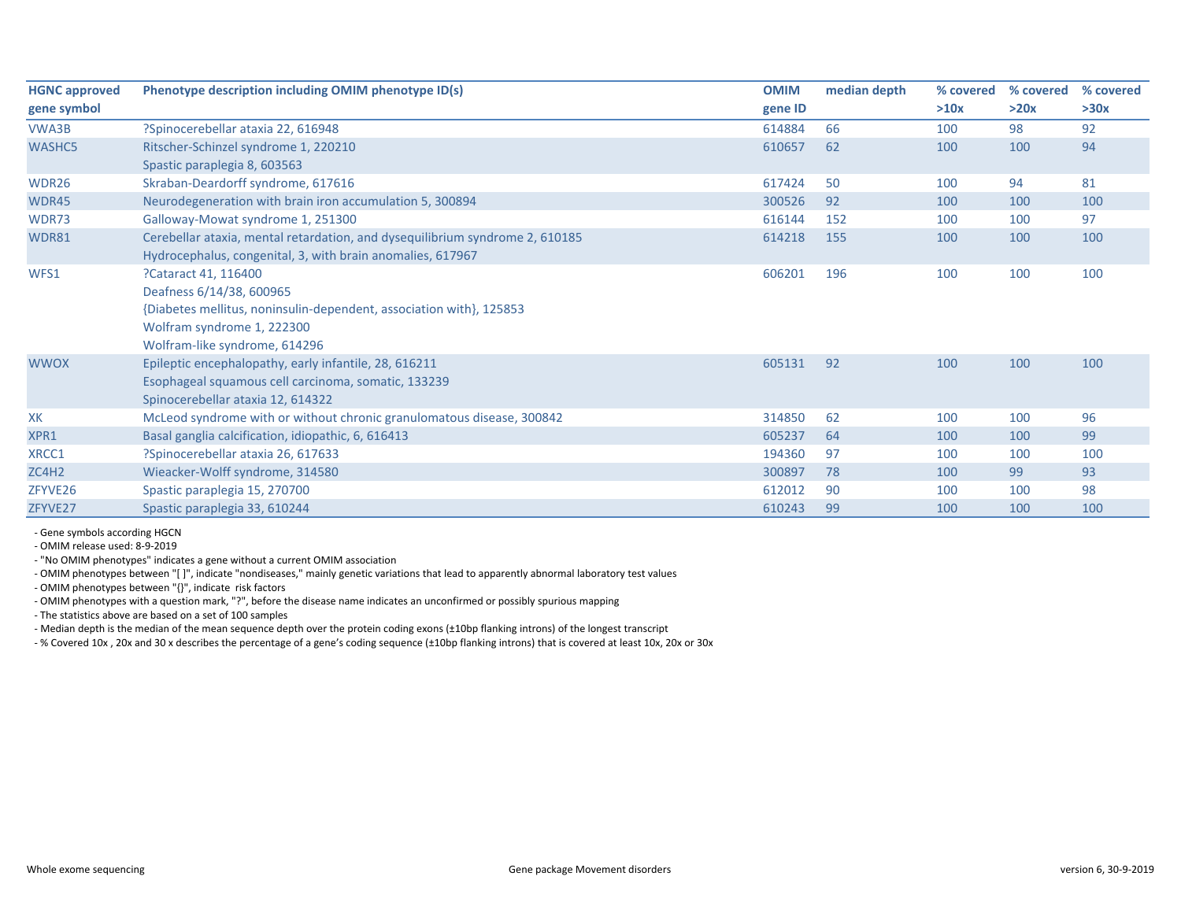| HGNC approved gene symbol | Phenotype description including OMIM phenotype ID(s) | OMIM gene ID | median depth | % covered >10x | % covered >20x | % covered >30x |
|---|---|---|---|---|---|---|
| VWA3B | ?Spinocerebellar ataxia 22, 616948 | 614884 | 66 | 100 | 98 | 92 |
| WASHC5 | Ritscher-Schinzel syndrome 1, 220210<br>Spastic paraplegia 8, 603563 | 610657 | 62 | 100 | 100 | 94 |
| WDR26 | Skraban-Deardorff syndrome, 617616 | 617424 | 50 | 100 | 94 | 81 |
| WDR45 | Neurodegeneration with brain iron accumulation 5, 300894 | 300526 | 92 | 100 | 100 | 100 |
| WDR73 | Galloway-Mowat syndrome 1, 251300 | 616144 | 152 | 100 | 100 | 97 |
| WDR81 | Cerebellar ataxia, mental retardation, and dysequilibrium syndrome 2, 610185<br>Hydrocephalus, congenital, 3, with brain anomalies, 617967 | 614218 | 155 | 100 | 100 | 100 |
| WFS1 | ?Cataract 41, 116400<br>Deafness 6/14/38, 600965<br>{Diabetes mellitus, noninsulin-dependent, association with}, 125853<br>Wolfram syndrome 1, 222300<br>Wolfram-like syndrome, 614296 | 606201 | 196 | 100 | 100 | 100 |
| WWOX | Epileptic encephalopathy, early infantile, 28, 616211<br>Esophageal squamous cell carcinoma, somatic, 133239<br>Spinocerebellar ataxia 12, 614322 | 605131 | 92 | 100 | 100 | 100 |
| XK | McLeod syndrome with or without chronic granulomatous disease, 300842 | 314850 | 62 | 100 | 100 | 96 |
| XPR1 | Basal ganglia calcification, idiopathic, 6, 616413 | 605237 | 64 | 100 | 100 | 99 |
| XRCC1 | ?Spinocerebellar ataxia 26, 617633 | 194360 | 97 | 100 | 100 | 100 |
| ZC4H2 | Wieacker-Wolff syndrome, 314580 | 300897 | 78 | 100 | 99 | 93 |
| ZFYVE26 | Spastic paraplegia 15, 270700 | 612012 | 90 | 100 | 100 | 98 |
| ZFYVE27 | Spastic paraplegia 33, 610244 | 610243 | 99 | 100 | 100 | 100 |

- Gene symbols according HGCN
- OMIM release used: 8-9-2019
- "No OMIM phenotypes" indicates a gene without a current OMIM association
- OMIM phenotypes between "[ ]", indicate "nondiseases," mainly genetic variations that lead to apparently abnormal laboratory test values
- OMIM phenotypes between "{}", indicate risk factors
- OMIM phenotypes with a question mark, "?", before the disease name indicates an unconfirmed or possibly spurious mapping
- The statistics above are based on a set of 100 samples
- Median depth is the median of the mean sequence depth over the protein coding exons (±10bp flanking introns) of the longest transcript
- % Covered 10x , 20x and 30 x describes the percentage of a gene's coding sequence (±10bp flanking introns) that is covered at least 10x, 20x or 30x